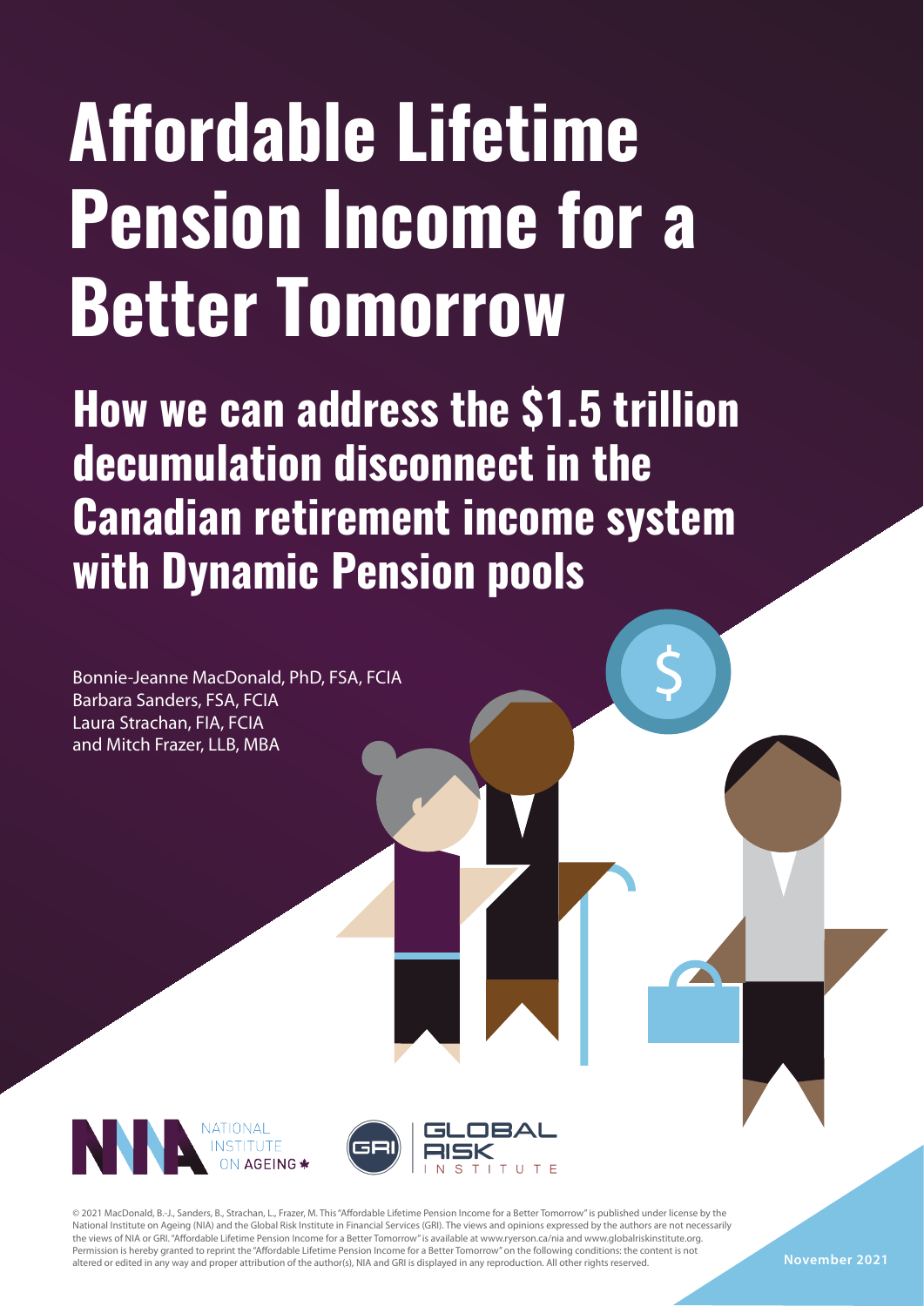# Affordable Lifetime Pension Income for a Better Tomorrow

## How we can address the $1.5 trillion decumulation disconnect in the Canadian retirement income system with Dynamic Pension pools

Bonnie-Jeanne MacDonald, PhD, FSA, FCIA
Barbara Sanders, FSA, FCIA
Laura Strachan, FIA, FCIA
and Mitch Frazer, LLB, MBA

NATIONAL INSTITUTE ON AGEING

GRI | GLOBAL RISK INSTITUTE

© 2021 MacDonald, B.-J., Sanders, B., Strachan, L., Frazer, M. This "Affordable Lifetime Pension Income for a Better Tomorrow" is published under license by the National Institute on Ageing (NIA) and the Global Risk Institute in Financial Services (GRI). The views and opinions expressed by the authors are not necessarily the views of NIA or GRI. "Affordable Lifetime Pension Income for a Better Tomorrow" is available at www.ryerson.ca/nia and www.globalriskinstitute.org. Permission is hereby granted to reprint the "Affordable Lifetime Pension Income for a Better Tomorrow" on the following conditions: the content is not altered or edited in any way and proper attribution of the author(s), NIA and GRI is displayed in any reproduction. All other rights reserved.

November 2021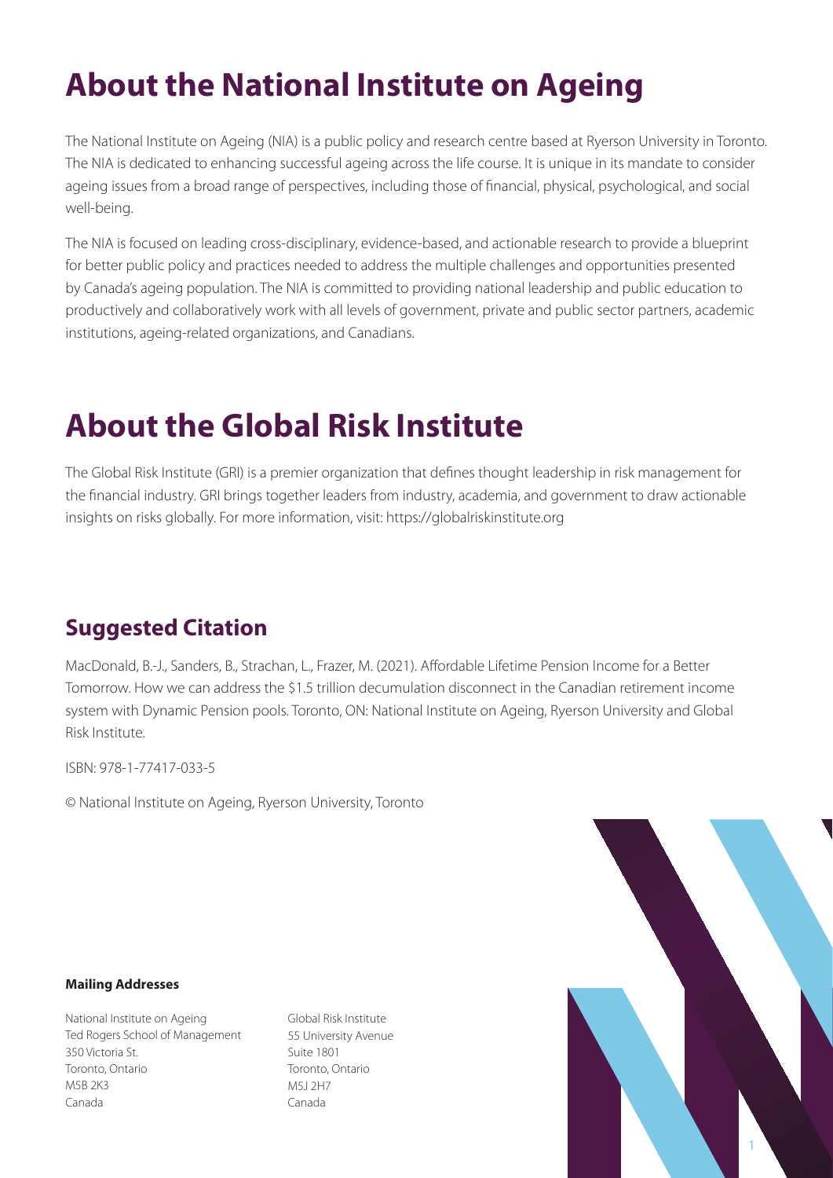# About the National Institute on Ageing

The National Institute on Ageing (NIA) is a public policy and research centre based at Ryerson University in Toronto. The NIA is dedicated to enhancing successful ageing across the life course. It is unique in its mandate to consider ageing issues from a broad range of perspectives, including those of financial, physical, psychological, and social well-being.

The NIA is focused on leading cross-disciplinary, evidence-based, and actionable research to provide a blueprint for better public policy and practices needed to address the multiple challenges and opportunities presented by Canada's ageing population. The NIA is committed to providing national leadership and public education to productively and collaboratively work with all levels of government, private and public sector partners, academic institutions, ageing-related organizations, and Canadians.

# About the Global Risk Institute

The Global Risk Institute (GRI) is a premier organization that defines thought leadership in risk management for the financial industry. GRI brings together leaders from industry, academia, and government to draw actionable insights on risks globally. For more information, visit: https://globalriskinstitute.org

## Suggested Citation

MacDonald, B.-J., Sanders, B., Strachan, L., Frazer, M. (2021). Affordable Lifetime Pension Income for a Better Tomorrow. How we can address the $1.5 trillion decumulation disconnect in the Canadian retirement income system with Dynamic Pension pools. Toronto, ON: National Institute on Ageing, Ryerson University and Global Risk Institute.

ISBN: 978-1-77417-033-5

© National Institute on Ageing, Ryerson University, Toronto

**Mailing Addresses**

National Institute on Ageing
Ted Rogers School of Management
350 Victoria St.
Toronto, Ontario
M5B 2K3
Canada

Global Risk Institute
55 University Avenue
Suite 1801
Toronto, Ontario
M5J 2H7
Canada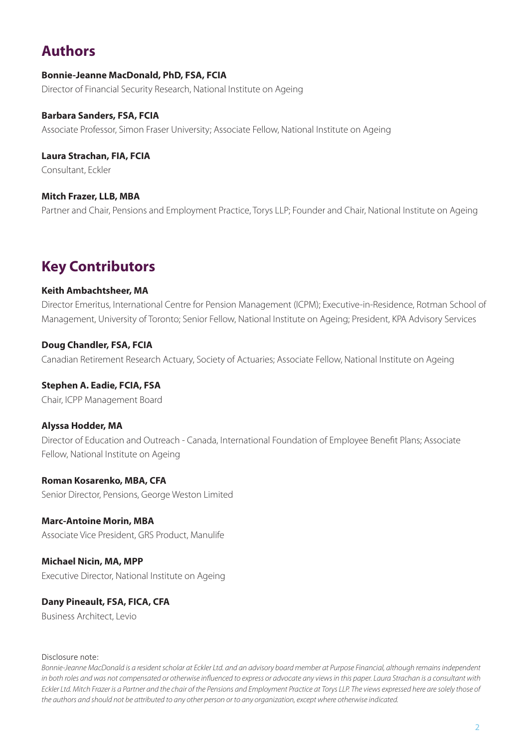## Authors

**Bonnie-Jeanne MacDonald, PhD, FSA, FCIA**
Director of Financial Security Research, National Institute on Ageing

**Barbara Sanders, FSA, FCIA**
Associate Professor, Simon Fraser University; Associate Fellow, National Institute on Ageing

**Laura Strachan, FIA, FCIA**
Consultant, Eckler

**Mitch Frazer, LLB, MBA**
Partner and Chair, Pensions and Employment Practice, Torys LLP; Founder and Chair, National Institute on Ageing

## Key Contributors

**Keith Ambachtsheer, MA**
Director Emeritus, International Centre for Pension Management (ICPM); Executive-in-Residence, Rotman School of Management, University of Toronto; Senior Fellow, National Institute on Ageing; President, KPA Advisory Services

**Doug Chandler, FSA, FCIA**
Canadian Retirement Research Actuary, Society of Actuaries; Associate Fellow, National Institute on Ageing

**Stephen A. Eadie, FCIA, FSA**
Chair, ICPP Management Board

**Alyssa Hodder, MA**
Director of Education and Outreach - Canada, International Foundation of Employee Benefit Plans; Associate Fellow, National Institute on Ageing

**Roman Kosarenko, MBA, CFA**
Senior Director, Pensions, George Weston Limited

**Marc-Antoine Morin, MBA**
Associate Vice President, GRS Product, Manulife

**Michael Nicin, MA, MPP**
Executive Director, National Institute on Ageing

**Dany Pineault, FSA, FICA, CFA**
Business Architect, Levio

Disclosure note:
*Bonnie-Jeanne MacDonald is a resident scholar at Eckler Ltd. and an advisory board member at Purpose Financial, although remains independent in both roles and was not compensated or otherwise influenced to express or advocate any views in this paper. Laura Strachan is a consultant with Eckler Ltd. Mitch Frazer is a Partner and the chair of the Pensions and Employment Practice at Torys LLP. The views expressed here are solely those of the authors and should not be attributed to any other person or to any organization, except where otherwise indicated.*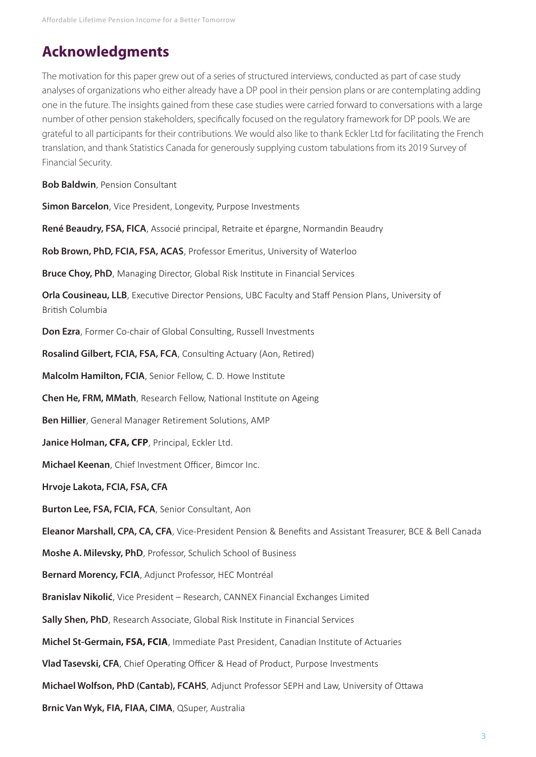## Acknowledgments

The motivation for this paper grew out of a series of structured interviews, conducted as part of case study analyses of organizations who either already have a DP pool in their pension plans or are contemplating adding one in the future. The insights gained from these case studies were carried forward to conversations with a large number of other pension stakeholders, specifically focused on the regulatory framework for DP pools. We are grateful to all participants for their contributions. We would also like to thank Eckler Ltd for facilitating the French translation, and thank Statistics Canada for generously supplying custom tabulations from its 2019 Survey of Financial Security.

**Bob Baldwin**, Pension Consultant

**Simon Barcelon**, Vice President, Longevity, Purpose Investments

**René Beaudry, FSA, FICA**, Associé principal, Retraite et épargne, Normandin Beaudry

**Rob Brown, PhD, FCIA, FSA, ACAS**, Professor Emeritus, University of Waterloo

**Bruce Choy, PhD**, Managing Director, Global Risk Institute in Financial Services

**Orla Cousineau, LLB**, Executive Director Pensions, UBC Faculty and Staff Pension Plans, University of British Columbia

**Don Ezra**, Former Co-chair of Global Consulting, Russell Investments

**Rosalind Gilbert, FCIA, FSA, FCA**, Consulting Actuary (Aon, Retired)

**Malcolm Hamilton, FCIA**, Senior Fellow, C. D. Howe Institute

**Chen He, FRM, MMath**, Research Fellow, National Institute on Ageing

**Ben Hillier**, General Manager Retirement Solutions, AMP

**Janice Holman, CFA, CFP**, Principal, Eckler Ltd.

**Michael Keenan**, Chief Investment Officer, Bimcor Inc.

**Hrvoje Lakota, FCIA, FSA, CFA**

**Burton Lee, FSA, FCIA, FCA**, Senior Consultant, Aon

**Eleanor Marshall, CPA, CA, CFA**, Vice-President Pension & Benefits and Assistant Treasurer, BCE & Bell Canada

**Moshe A. Milevsky, PhD**, Professor, Schulich School of Business

**Bernard Morency, FCIA**, Adjunct Professor, HEC Montréal

**Branislav Nikolić**, Vice President – Research, CANNEX Financial Exchanges Limited

**Sally Shen, PhD**, Research Associate, Global Risk Institute in Financial Services

**Michel St-Germain, FSA, FCIA**, Immediate Past President, Canadian Institute of Actuaries

**Vlad Tasevski, CFA**, Chief Operating Officer & Head of Product, Purpose Investments

**Michael Wolfson, PhD (Cantab), FCAHS**, Adjunct Professor SEPH and Law, University of Ottawa

**Brnic Van Wyk, FIA, FIAA, CIMA**, QSuper, Australia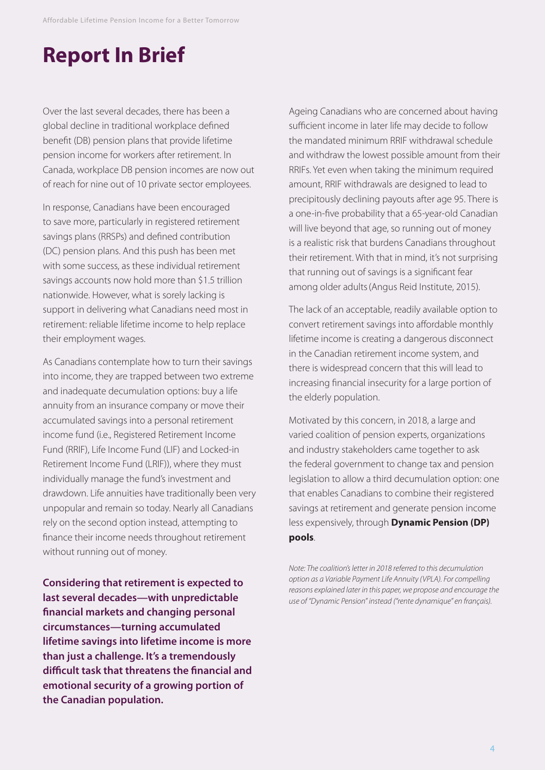# Report In Brief

Over the last several decades, there has been a global decline in traditional workplace defined benefit (DB) pension plans that provide lifetime pension income for workers after retirement. In Canada, workplace DB pension incomes are now out of reach for nine out of 10 private sector employees.

In response, Canadians have been encouraged to save more, particularly in registered retirement savings plans (RRSPs) and defined contribution (DC) pension plans. And this push has been met with some success, as these individual retirement savings accounts now hold more than $1.5 trillion nationwide. However, what is sorely lacking is support in delivering what Canadians need most in retirement: reliable lifetime income to help replace their employment wages.

As Canadians contemplate how to turn their savings into income, they are trapped between two extreme and inadequate decumulation options: buy a life annuity from an insurance company or move their accumulated savings into a personal retirement income fund (i.e., Registered Retirement Income Fund (RRIF), Life Income Fund (LIF) and Locked-in Retirement Income Fund (LRIF)), where they must individually manage the fund's investment and drawdown. Life annuities have traditionally been very unpopular and remain so today. Nearly all Canadians rely on the second option instead, attempting to finance their income needs throughout retirement without running out of money.

**Considering that retirement is expected to last several decades—with unpredictable financial markets and changing personal circumstances—turning accumulated lifetime savings into lifetime income is more than just a challenge. It's a tremendously difficult task that threatens the financial and emotional security of a growing portion of the Canadian population.**

Ageing Canadians who are concerned about having sufficient income in later life may decide to follow the mandated minimum RRIF withdrawal schedule and withdraw the lowest possible amount from their RRIFs. Yet even when taking the minimum required amount, RRIF withdrawals are designed to lead to precipitously declining payouts after age 95. There is a one-in-five probability that a 65-year-old Canadian will live beyond that age, so running out of money is a realistic risk that burdens Canadians throughout their retirement. With that in mind, it's not surprising that running out of savings is a significant fear among older adults (Angus Reid Institute, 2015).

The lack of an acceptable, readily available option to convert retirement savings into affordable monthly lifetime income is creating a dangerous disconnect in the Canadian retirement income system, and there is widespread concern that this will lead to increasing financial insecurity for a large portion of the elderly population.

Motivated by this concern, in 2018, a large and varied coalition of pension experts, organizations and industry stakeholders came together to ask the federal government to change tax and pension legislation to allow a third decumulation option: one that enables Canadians to combine their registered savings at retirement and generate pension income less expensively, through **Dynamic Pension (DP) pools**.

*Note: The coalition's letter in 2018 referred to this decumulation option as a Variable Payment Life Annuity (VPLA). For compelling reasons explained later in this paper, we propose and encourage the use of "Dynamic Pension" instead ("rente dynamique" en français).*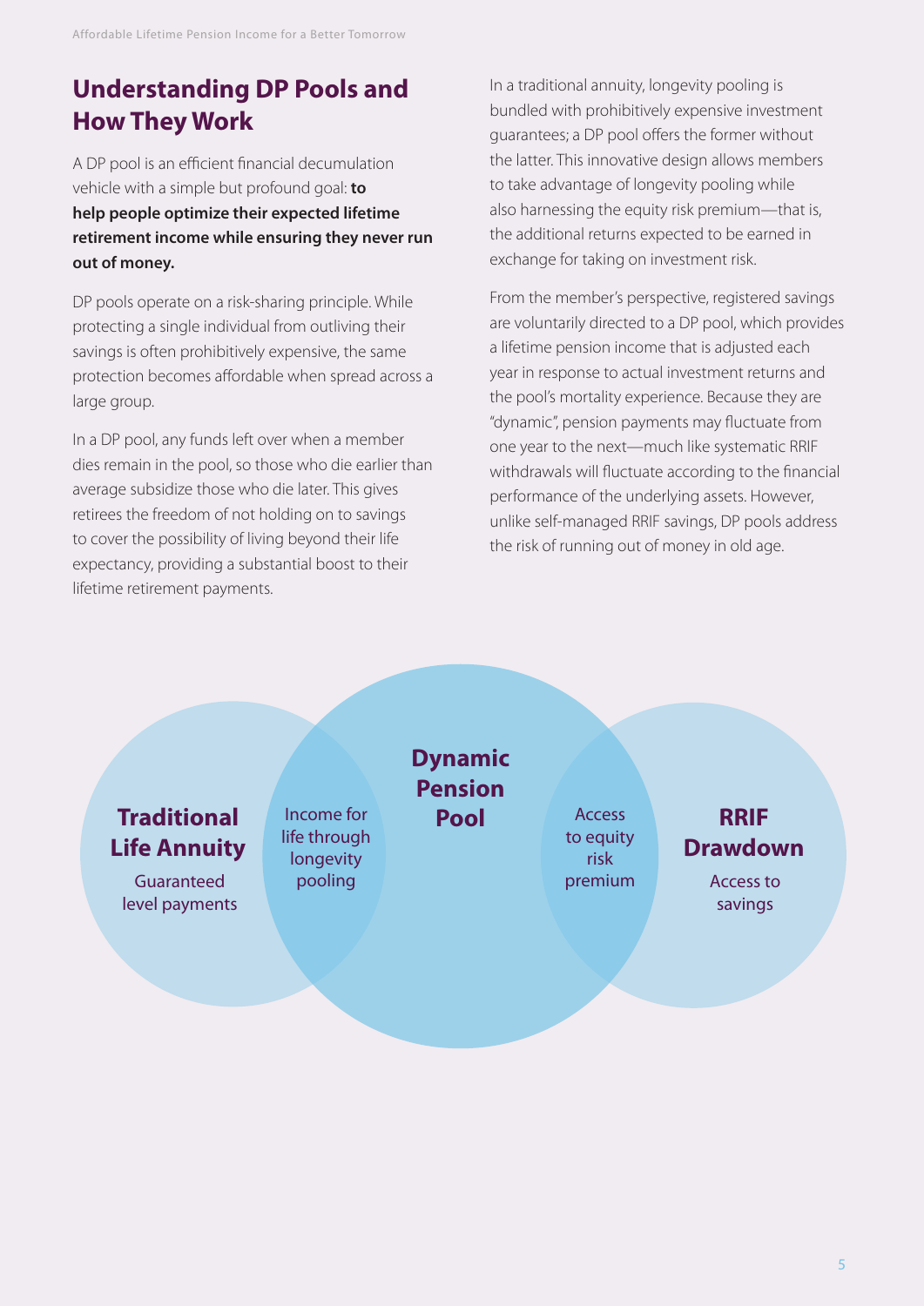## Understanding DP Pools and How They Work

A DP pool is an efficient financial decumulation vehicle with a simple but profound goal: **to help people optimize their expected lifetime retirement income while ensuring they never run out of money.**

DP pools operate on a risk-sharing principle. While protecting a single individual from outliving their savings is often prohibitively expensive, the same protection becomes affordable when spread across a large group.

In a DP pool, any funds left over when a member dies remain in the pool, so those who die earlier than average subsidize those who die later. This gives retirees the freedom of not holding on to savings to cover the possibility of living beyond their life expectancy, providing a substantial boost to their lifetime retirement payments.

In a traditional annuity, longevity pooling is bundled with prohibitively expensive investment guarantees; a DP pool offers the former without the latter. This innovative design allows members to take advantage of longevity pooling while also harnessing the equity risk premium—that is, the additional returns expected to be earned in exchange for taking on investment risk.

From the member's perspective, registered savings are voluntarily directed to a DP pool, which provides a lifetime pension income that is adjusted each year in response to actual investment returns and the pool's mortality experience. Because they are "dynamic", pension payments may fluctuate from one year to the next—much like systematic RRIF withdrawals will fluctuate according to the financial performance of the underlying assets. However, unlike self-managed RRIF savings, DP pools address the risk of running out of money in old age.

**Traditional Life Annuity**
Guaranteed level payments

Income for life through longevity pooling

**Dynamic Pension Pool**

Access to equity risk premium

**RRIF Drawdown**
Access to savings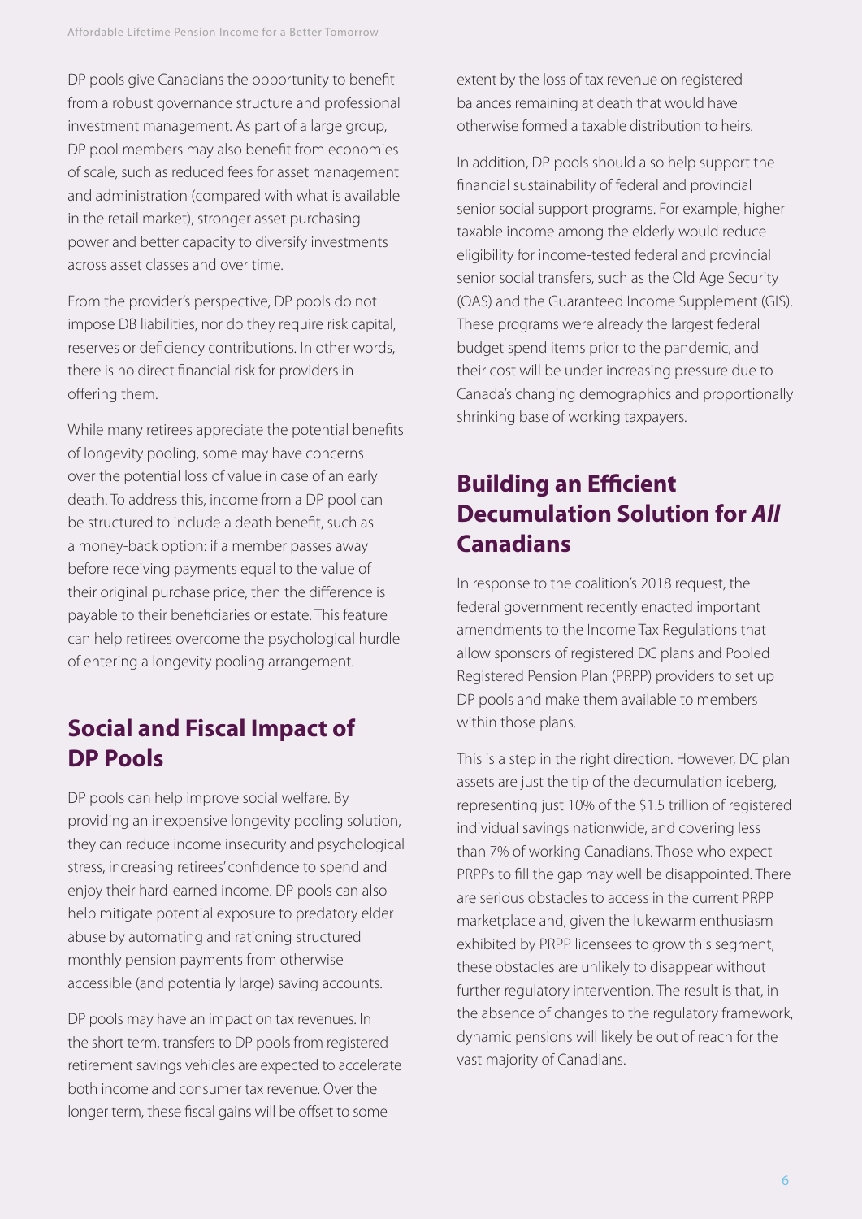DP pools give Canadians the opportunity to benefit from a robust governance structure and professional investment management. As part of a large group, DP pool members may also benefit from economies of scale, such as reduced fees for asset management and administration (compared with what is available in the retail market), stronger asset purchasing power and better capacity to diversify investments across asset classes and over time.

From the provider's perspective, DP pools do not impose DB liabilities, nor do they require risk capital, reserves or deficiency contributions. In other words, there is no direct financial risk for providers in offering them.

While many retirees appreciate the potential benefits of longevity pooling, some may have concerns over the potential loss of value in case of an early death. To address this, income from a DP pool can be structured to include a death benefit, such as a money-back option: if a member passes away before receiving payments equal to the value of their original purchase price, then the difference is payable to their beneficiaries or estate. This feature can help retirees overcome the psychological hurdle of entering a longevity pooling arrangement.

## Social and Fiscal Impact of DP Pools

DP pools can help improve social welfare. By providing an inexpensive longevity pooling solution, they can reduce income insecurity and psychological stress, increasing retirees' confidence to spend and enjoy their hard-earned income. DP pools can also help mitigate potential exposure to predatory elder abuse by automating and rationing structured monthly pension payments from otherwise accessible (and potentially large) saving accounts.

DP pools may have an impact on tax revenues. In the short term, transfers to DP pools from registered retirement savings vehicles are expected to accelerate both income and consumer tax revenue. Over the longer term, these fiscal gains will be offset to some extent by the loss of tax revenue on registered balances remaining at death that would have otherwise formed a taxable distribution to heirs.

In addition, DP pools should also help support the financial sustainability of federal and provincial senior social support programs. For example, higher taxable income among the elderly would reduce eligibility for income-tested federal and provincial senior social transfers, such as the Old Age Security (OAS) and the Guaranteed Income Supplement (GIS). These programs were already the largest federal budget spend items prior to the pandemic, and their cost will be under increasing pressure due to Canada's changing demographics and proportionally shrinking base of working taxpayers.

## Building an Efficient Decumulation Solution for *All* Canadians

In response to the coalition's 2018 request, the federal government recently enacted important amendments to the Income Tax Regulations that allow sponsors of registered DC plans and Pooled Registered Pension Plan (PRPP) providers to set up DP pools and make them available to members within those plans.

This is a step in the right direction. However, DC plan assets are just the tip of the decumulation iceberg, representing just 10% of the $1.5 trillion of registered individual savings nationwide, and covering less than 7% of working Canadians. Those who expect PRPPs to fill the gap may well be disappointed. There are serious obstacles to access in the current PRPP marketplace and, given the lukewarm enthusiasm exhibited by PRPP licensees to grow this segment, these obstacles are unlikely to disappear without further regulatory intervention. The result is that, in the absence of changes to the regulatory framework, dynamic pensions will likely be out of reach for the vast majority of Canadians.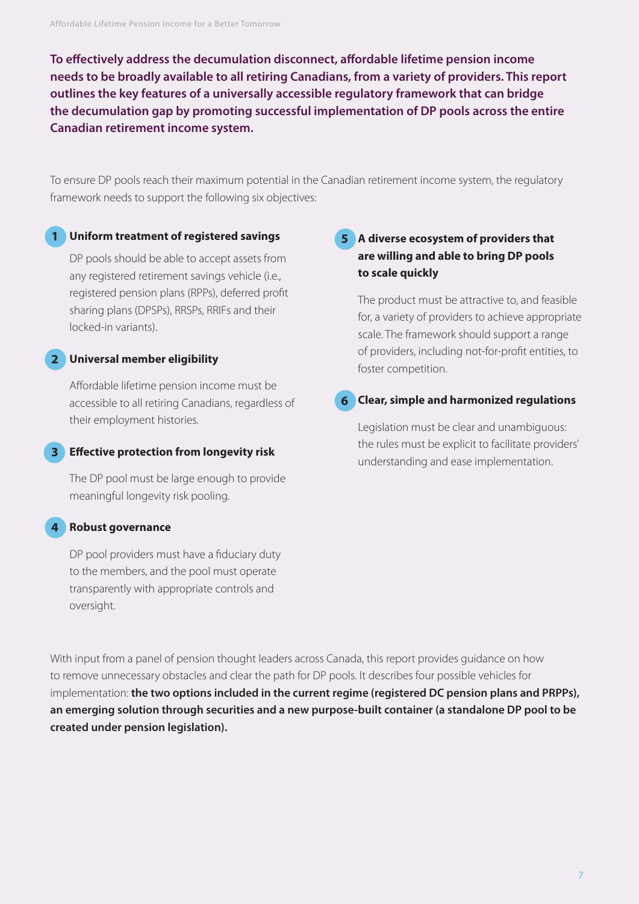**To effectively address the decumulation disconnect, affordable lifetime pension income needs to be broadly available to all retiring Canadians, from a variety of providers. This report outlines the key features of a universally accessible regulatory framework that can bridge the decumulation gap by promoting successful implementation of DP pools across the entire Canadian retirement income system.**

To ensure DP pools reach their maximum potential in the Canadian retirement income system, the regulatory framework needs to support the following six objectives:

### 1 Uniform treatment of registered savings

DP pools should be able to accept assets from any registered retirement savings vehicle (i.e., registered pension plans (RPPs), deferred profit sharing plans (DPSPs), RRSPs, RRIFs and their locked-in variants).

### 2 Universal member eligibility

Affordable lifetime pension income must be accessible to all retiring Canadians, regardless of their employment histories.

### 3 Effective protection from longevity risk

The DP pool must be large enough to provide meaningful longevity risk pooling.

### 4 Robust governance

DP pool providers must have a fiduciary duty to the members, and the pool must operate transparently with appropriate controls and oversight.

### 5 A diverse ecosystem of providers that are willing and able to bring DP pools to scale quickly

The product must be attractive to, and feasible for, a variety of providers to achieve appropriate scale. The framework should support a range of providers, including not-for-profit entities, to foster competition.

### 6 Clear, simple and harmonized regulations

Legislation must be clear and unambiguous: the rules must be explicit to facilitate providers' understanding and ease implementation.

With input from a panel of pension thought leaders across Canada, this report provides guidance on how to remove unnecessary obstacles and clear the path for DP pools. It describes four possible vehicles for implementation: **the two options included in the current regime (registered DC pension plans and PRPPs), an emerging solution through securities and a new purpose-built container (a standalone DP pool to be created under pension legislation).**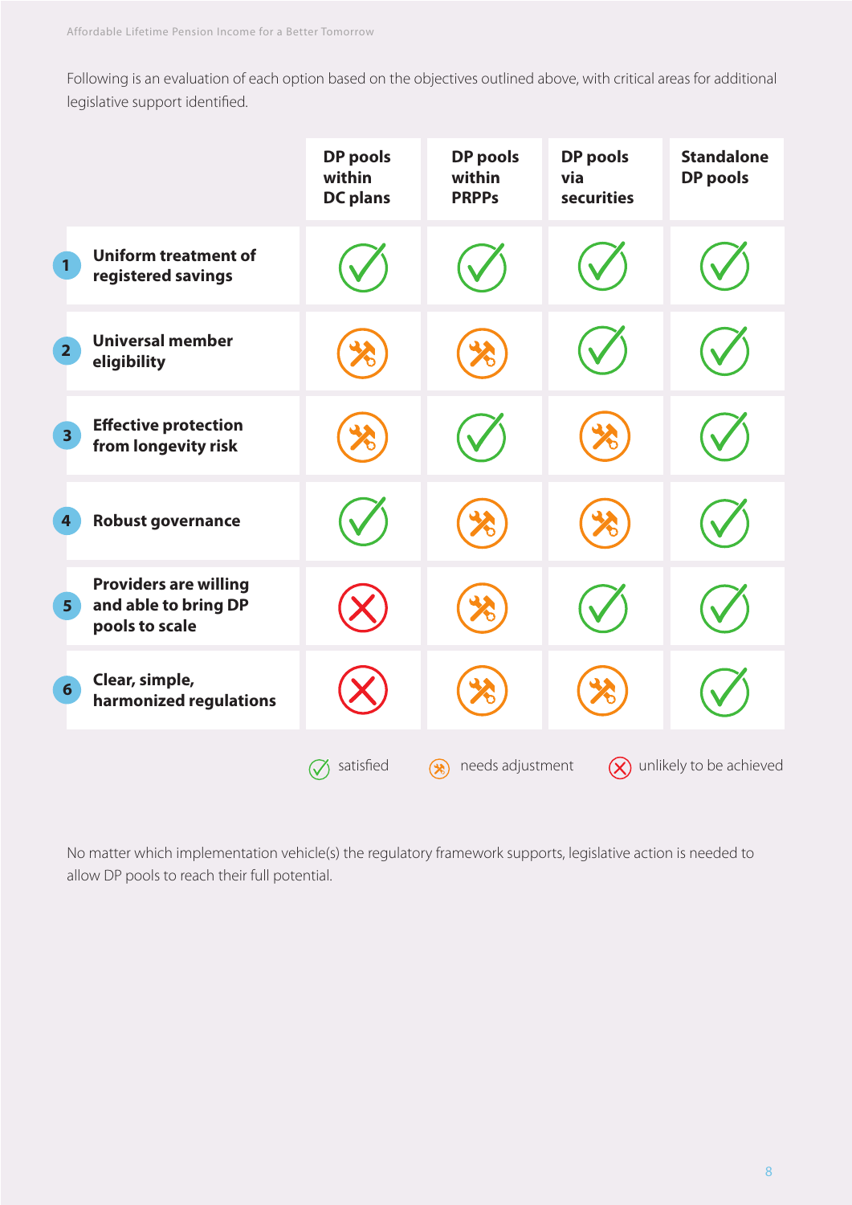Following is an evaluation of each option based on the objectives outlined above, with critical areas for additional legislative support identified.

| | DP pools within DC plans | DP pools within PRPPs | DP pools via securities | Standalone DP pools |
|---|---|---|---|---|
| 1 Uniform treatment of registered savings | satisfied | satisfied | satisfied | satisfied |
| 2 Universal member eligibility | needs adjustment | needs adjustment | satisfied | satisfied |
| 3 Effective protection from longevity risk | needs adjustment | satisfied | needs adjustment | satisfied |
| 4 Robust governance | satisfied | needs adjustment | needs adjustment | satisfied |
| 5 Providers are willing and able to bring DP pools to scale | unlikely to be achieved | needs adjustment | satisfied | satisfied |
| 6 Clear, simple, harmonized regulations | unlikely to be achieved | needs adjustment | needs adjustment | satisfied |

Legend: satisfied · needs adjustment · unlikely to be achieved

No matter which implementation vehicle(s) the regulatory framework supports, legislative action is needed to allow DP pools to reach their full potential.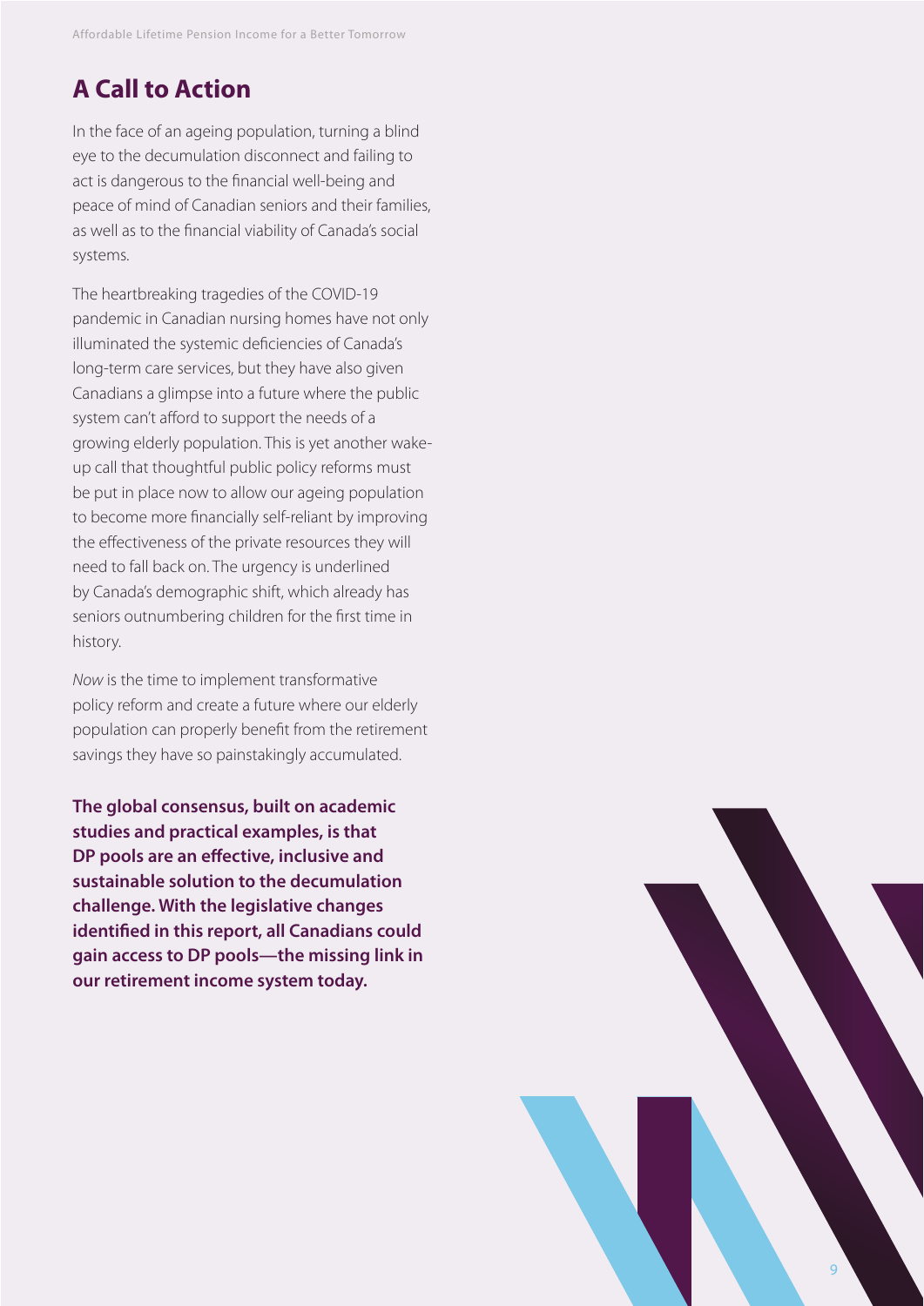## A Call to Action

In the face of an ageing population, turning a blind eye to the decumulation disconnect and failing to act is dangerous to the financial well-being and peace of mind of Canadian seniors and their families, as well as to the financial viability of Canada's social systems.

The heartbreaking tragedies of the COVID-19 pandemic in Canadian nursing homes have not only illuminated the systemic deficiencies of Canada's long-term care services, but they have also given Canadians a glimpse into a future where the public system can't afford to support the needs of a growing elderly population. This is yet another wake-up call that thoughtful public policy reforms must be put in place now to allow our ageing population to become more financially self-reliant by improving the effectiveness of the private resources they will need to fall back on. The urgency is underlined by Canada's demographic shift, which already has seniors outnumbering children for the first time in history.

*Now* is the time to implement transformative policy reform and create a future where our elderly population can properly benefit from the retirement savings they have so painstakingly accumulated.

**The global consensus, built on academic studies and practical examples, is that DP pools are an effective, inclusive and sustainable solution to the decumulation challenge. With the legislative changes identified in this report, all Canadians could gain access to DP pools—the missing link in our retirement income system today.**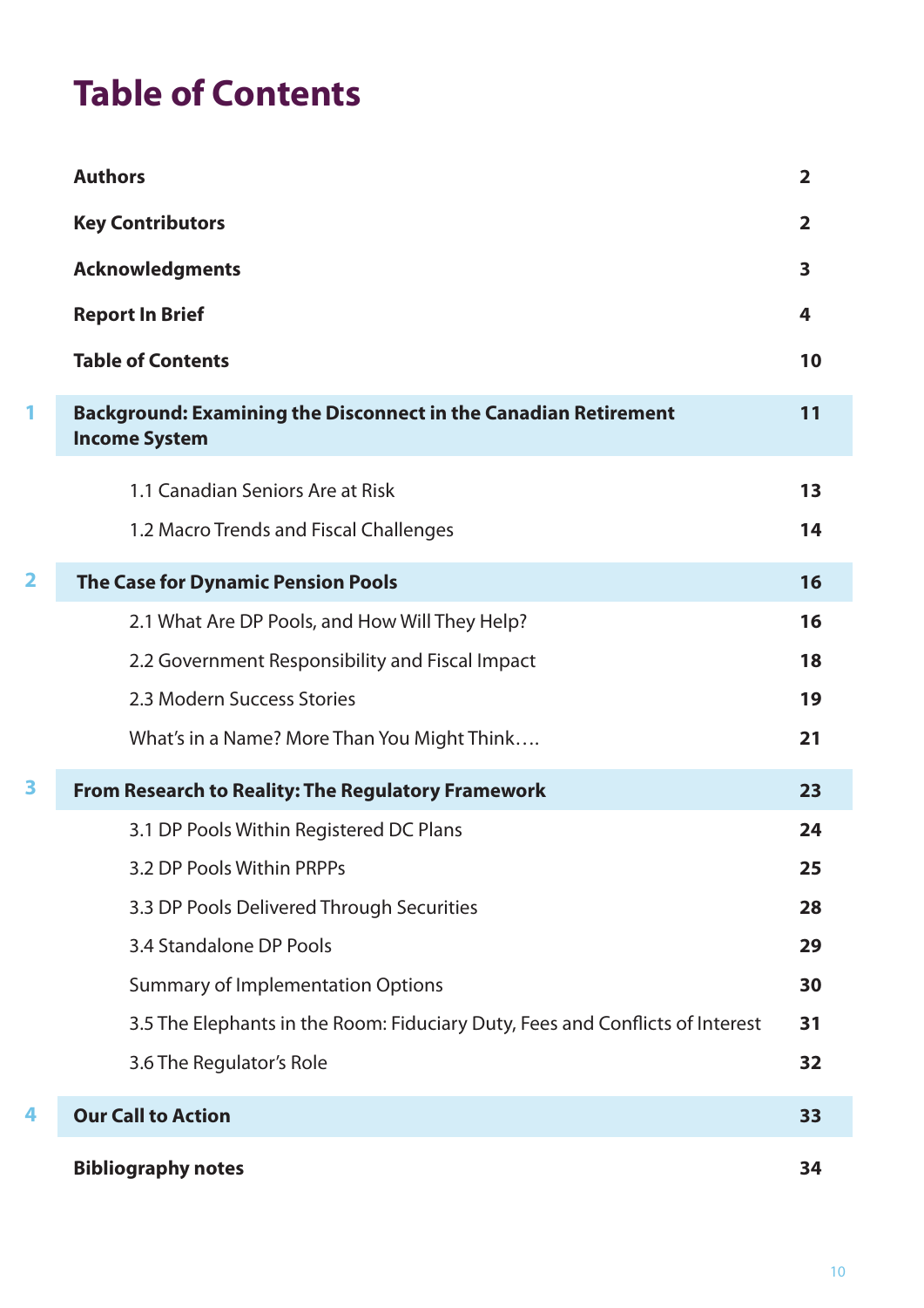# Table of Contents

| | | |
|---|---|---|
| | **Authors** | **2** |
| | **Key Contributors** | **2** |
| | **Acknowledgments** | **3** |
| | **Report In Brief** | **4** |
| | **Table of Contents** | **10** |
| **1** | **Background: Examining the Disconnect in the Canadian Retirement Income System** | **11** |
| | 1.1 Canadian Seniors Are at Risk | **13** |
| | 1.2 Macro Trends and Fiscal Challenges | **14** |
| **2** | **The Case for Dynamic Pension Pools** | **16** |
| | 2.1 What Are DP Pools, and How Will They Help? | **16** |
| | 2.2 Government Responsibility and Fiscal Impact | **18** |
| | 2.3 Modern Success Stories | **19** |
| | What's in a Name? More Than You Might Think…. | **21** |
| **3** | **From Research to Reality: The Regulatory Framework** | **23** |
| | 3.1 DP Pools Within Registered DC Plans | **24** |
| | 3.2 DP Pools Within PRPPs | **25** |
| | 3.3 DP Pools Delivered Through Securities | **28** |
| | 3.4 Standalone DP Pools | **29** |
| | Summary of Implementation Options | **30** |
| | 3.5 The Elephants in the Room: Fiduciary Duty, Fees and Conflicts of Interest | **31** |
| | 3.6 The Regulator's Role | **32** |
| **4** | **Our Call to Action** | **33** |
| | **Bibliography notes** | **34** |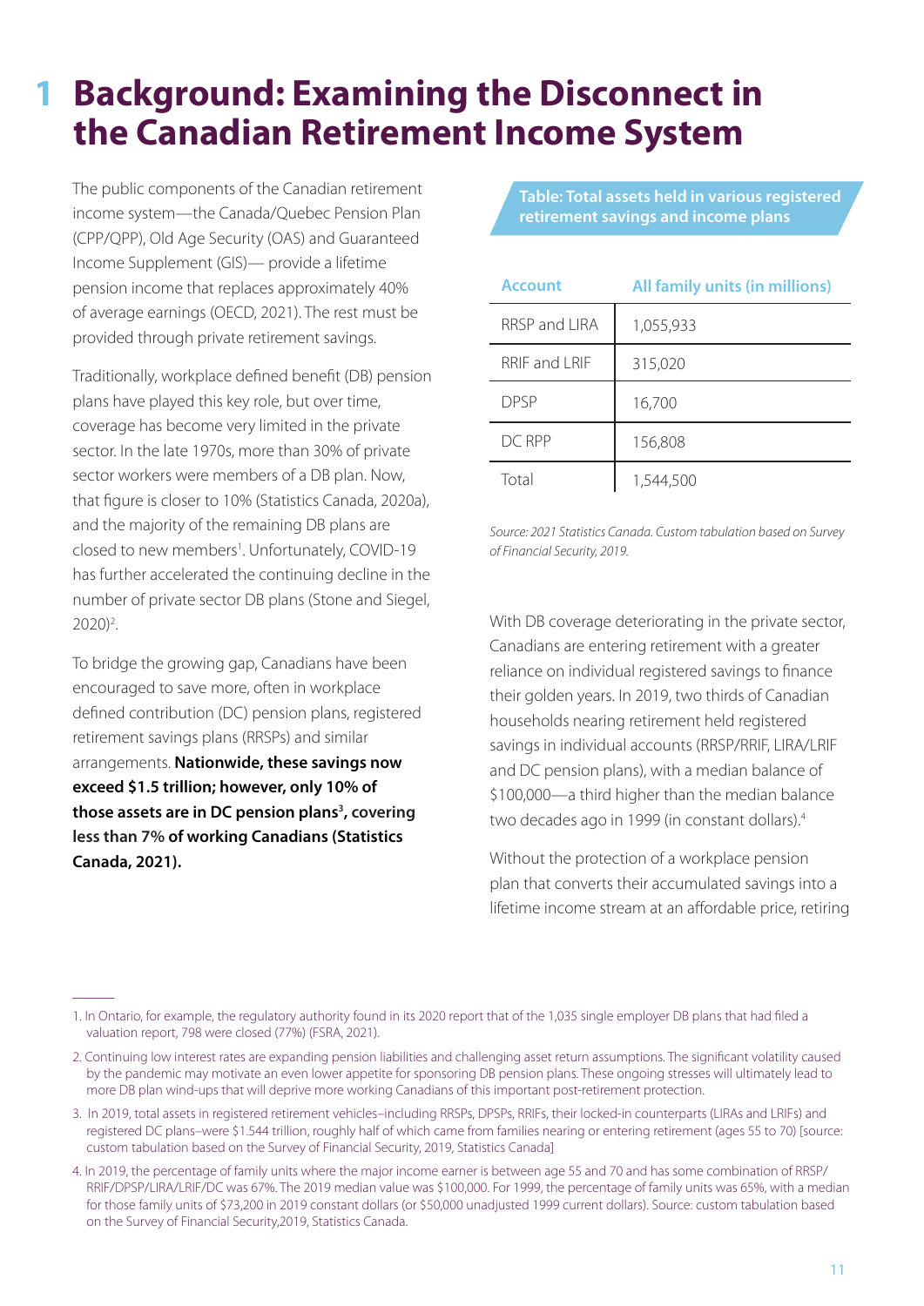# 1 Background: Examining the Disconnect in the Canadian Retirement Income System

The public components of the Canadian retirement income system—the Canada/Quebec Pension Plan (CPP/QPP), Old Age Security (OAS) and Guaranteed Income Supplement (GIS)— provide a lifetime pension income that replaces approximately 40% of average earnings (OECD, 2021). The rest must be provided through private retirement savings.

Traditionally, workplace defined benefit (DB) pension plans have played this key role, but over time, coverage has become very limited in the private sector. In the late 1970s, more than 30% of private sector workers were members of a DB plan. Now, that figure is closer to 10% (Statistics Canada, 2020a), and the majority of the remaining DB plans are closed to new members[1]. Unfortunately, COVID-19 has further accelerated the continuing decline in the number of private sector DB plans (Stone and Siegel, 2020)[2].

To bridge the growing gap, Canadians have been encouraged to save more, often in workplace defined contribution (DC) pension plans, registered retirement savings plans (RRSPs) and similar arrangements. **Nationwide, these savings now exceed $1.5 trillion; however, only 10% of those assets are in DC pension plans[3], covering less than 7% of working Canadians (Statistics Canada, 2021).**

**Table: Total assets held in various registered retirement savings and income plans**

| Account | All family units (in millions) |
|---|---|
| RRSP and LIRA | 1,055,933 |
| RRIF and LRIF | 315,020 |
| DPSP | 16,700 |
| DC RPP | 156,808 |
| Total | 1,544,500 |

*Source: 2021 Statistics Canada. Custom tabulation based on Survey of Financial Security, 2019.*

With DB coverage deteriorating in the private sector, Canadians are entering retirement with a greater reliance on individual registered savings to finance their golden years. In 2019, two thirds of Canadian households nearing retirement held registered savings in individual accounts (RRSP/RRIF, LIRA/LRIF and DC pension plans), with a median balance of $100,000—a third higher than the median balance two decades ago in 1999 (in constant dollars).[4]

Without the protection of a workplace pension plan that converts their accumulated savings into a lifetime income stream at an affordable price, retiring

---

1. In Ontario, for example, the regulatory authority found in its 2020 report that of the 1,035 single employer DB plans that had filed a valuation report, 798 were closed (77%) (FSRA, 2021).

2. Continuing low interest rates are expanding pension liabilities and challenging asset return assumptions. The significant volatility caused by the pandemic may motivate an even lower appetite for sponsoring DB pension plans. These ongoing stresses will ultimately lead to more DB plan wind-ups that will deprive more working Canadians of this important post-retirement protection.

3. In 2019, total assets in registered retirement vehicles–including RRSPs, DPSPs, RRIFs, their locked-in counterparts (LIRAs and LRIFs) and registered DC plans–were $1.544 trillion, roughly half of which came from families nearing or entering retirement (ages 55 to 70) [source: custom tabulation based on the Survey of Financial Security, 2019, Statistics Canada]

4. In 2019, the percentage of family units where the major income earner is between age 55 and 70 and has some combination of RRSP/RRIF/DPSP/LIRA/LRIF/DC was 67%. The 2019 median value was $100,000. For 1999, the percentage of family units was 65%, with a median for those family units of $73,200 in 2019 constant dollars (or $50,000 unadjusted 1999 current dollars). Source: custom tabulation based on the Survey of Financial Security,2019, Statistics Canada.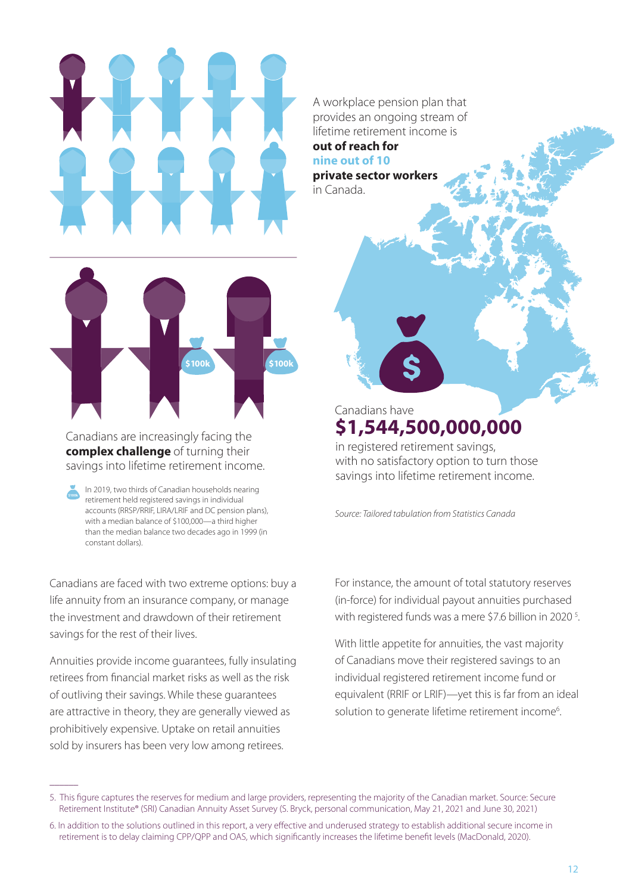A workplace pension plan that provides an ongoing stream of lifetime retirement income is **out of reach for nine out of 10 private sector workers** in Canada.

Canadians are increasingly facing the **complex challenge** of turning their savings into lifetime retirement income.

In 2019, two thirds of Canadian households nearing retirement held registered savings in individual accounts (RRSP/RRIF, LIRA/LRIF and DC pension plans), with a median balance of $100,000—a third higher than the median balance two decades ago in 1999 (in constant dollars).

Canadians have **$1,544,500,000,000** in registered retirement savings, with no satisfactory option to turn those savings into lifetime retirement income.

*Source: Tailored tabulation from Statistics Canada*

Canadians are faced with two extreme options: buy a life annuity from an insurance company, or manage the investment and drawdown of their retirement savings for the rest of their lives.

Annuities provide income guarantees, fully insulating retirees from financial market risks as well as the risk of outliving their savings. While these guarantees are attractive in theory, they are generally viewed as prohibitively expensive. Uptake on retail annuities sold by insurers has been very low among retirees.

For instance, the amount of total statutory reserves (in-force) for individual payout annuities purchased with registered funds was a mere $7.6 billion in 2020 [5].

With little appetite for annuities, the vast majority of Canadians move their registered savings to an individual registered retirement income fund or equivalent (RRIF or LRIF)—yet this is far from an ideal solution to generate lifetime retirement income[6].

---

5. This figure captures the reserves for medium and large providers, representing the majority of the Canadian market. Source: Secure Retirement Institute® (SRI) Canadian Annuity Asset Survey (S. Bryck, personal communication, May 21, 2021 and June 30, 2021)

6. In addition to the solutions outlined in this report, a very effective and underused strategy to establish additional secure income in retirement is to delay claiming CPP/QPP and OAS, which significantly increases the lifetime benefit levels (MacDonald, 2020).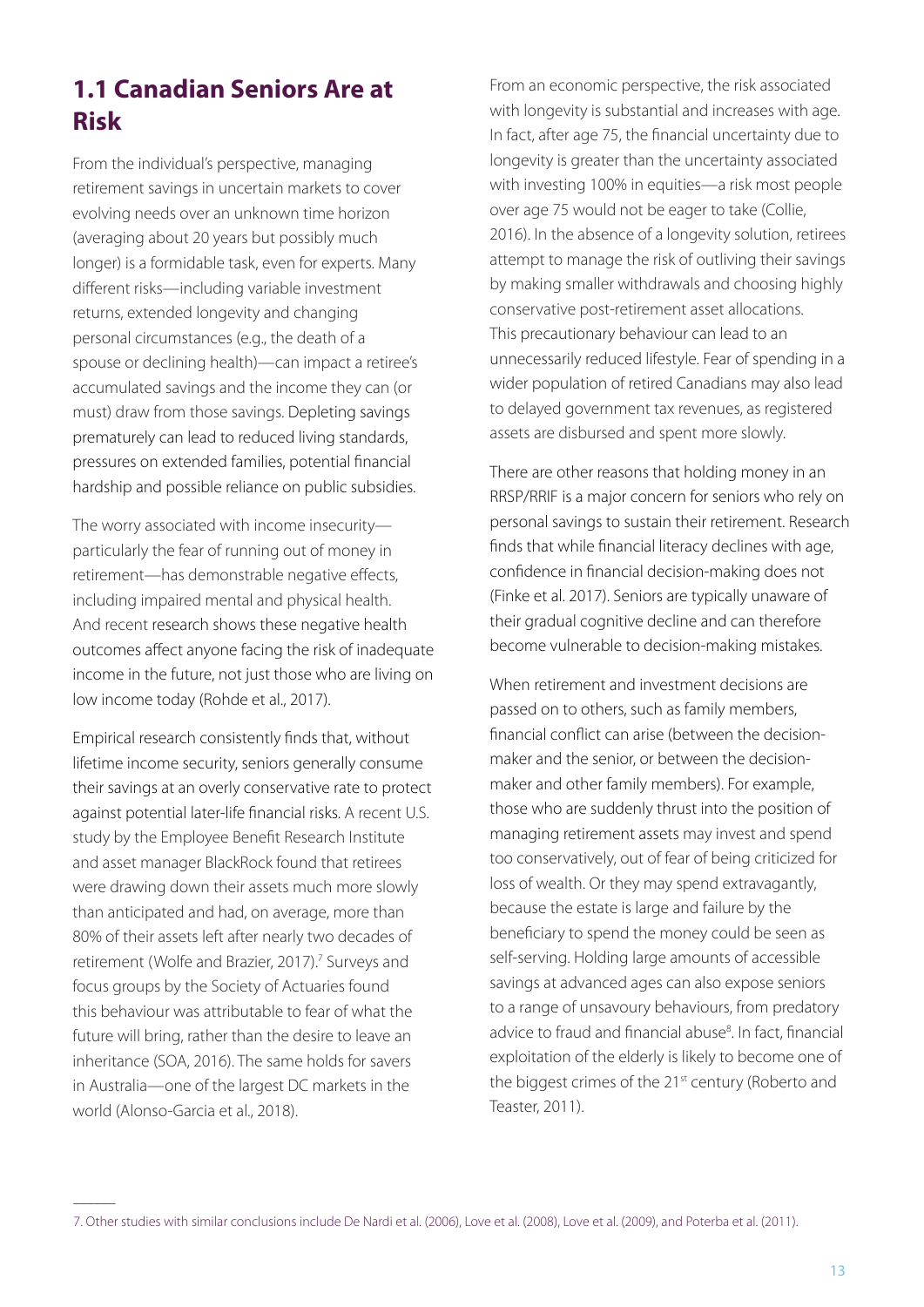## 1.1 Canadian Seniors Are at Risk

From the individual's perspective, managing retirement savings in uncertain markets to cover evolving needs over an unknown time horizon (averaging about 20 years but possibly much longer) is a formidable task, even for experts. Many different risks—including variable investment returns, extended longevity and changing personal circumstances (e.g., the death of a spouse or declining health)—can impact a retiree's accumulated savings and the income they can (or must) draw from those savings. Depleting savings prematurely can lead to reduced living standards, pressures on extended families, potential financial hardship and possible reliance on public subsidies.

The worry associated with income insecurity—particularly the fear of running out of money in retirement—has demonstrable negative effects, including impaired mental and physical health. And recent research shows these negative health outcomes affect anyone facing the risk of inadequate income in the future, not just those who are living on low income today (Rohde et al., 2017).

Empirical research consistently finds that, without lifetime income security, seniors generally consume their savings at an overly conservative rate to protect against potential later-life financial risks. A recent U.S. study by the Employee Benefit Research Institute and asset manager BlackRock found that retirees were drawing down their assets much more slowly than anticipated and had, on average, more than 80% of their assets left after nearly two decades of retirement (Wolfe and Brazier, 2017).[7] Surveys and focus groups by the Society of Actuaries found this behaviour was attributable to fear of what the future will bring, rather than the desire to leave an inheritance (SOA, 2016). The same holds for savers in Australia—one of the largest DC markets in the world (Alonso-Garcia et al., 2018).

From an economic perspective, the risk associated with longevity is substantial and increases with age. In fact, after age 75, the financial uncertainty due to longevity is greater than the uncertainty associated with investing 100% in equities—a risk most people over age 75 would not be eager to take (Collie, 2016). In the absence of a longevity solution, retirees attempt to manage the risk of outliving their savings by making smaller withdrawals and choosing highly conservative post-retirement asset allocations. This precautionary behaviour can lead to an unnecessarily reduced lifestyle. Fear of spending in a wider population of retired Canadians may also lead to delayed government tax revenues, as registered assets are disbursed and spent more slowly.

There are other reasons that holding money in an RRSP/RRIF is a major concern for seniors who rely on personal savings to sustain their retirement. Research finds that while financial literacy declines with age, confidence in financial decision-making does not (Finke et al. 2017). Seniors are typically unaware of their gradual cognitive decline and can therefore become vulnerable to decision-making mistakes.

When retirement and investment decisions are passed on to others, such as family members, financial conflict can arise (between the decision-maker and the senior, or between the decision-maker and other family members). For example, those who are suddenly thrust into the position of managing retirement assets may invest and spend too conservatively, out of fear of being criticized for loss of wealth. Or they may spend extravagantly, because the estate is large and failure by the beneficiary to spend the money could be seen as self-serving. Holding large amounts of accessible savings at advanced ages can also expose seniors to a range of unsavoury behaviours, from predatory advice to fraud and financial abuse[8]. In fact, financial exploitation of the elderly is likely to become one of the biggest crimes of the 21st century (Roberto and Teaster, 2011).

---

7. Other studies with similar conclusions include De Nardi et al. (2006), Love et al. (2008), Love et al. (2009), and Poterba et al. (2011).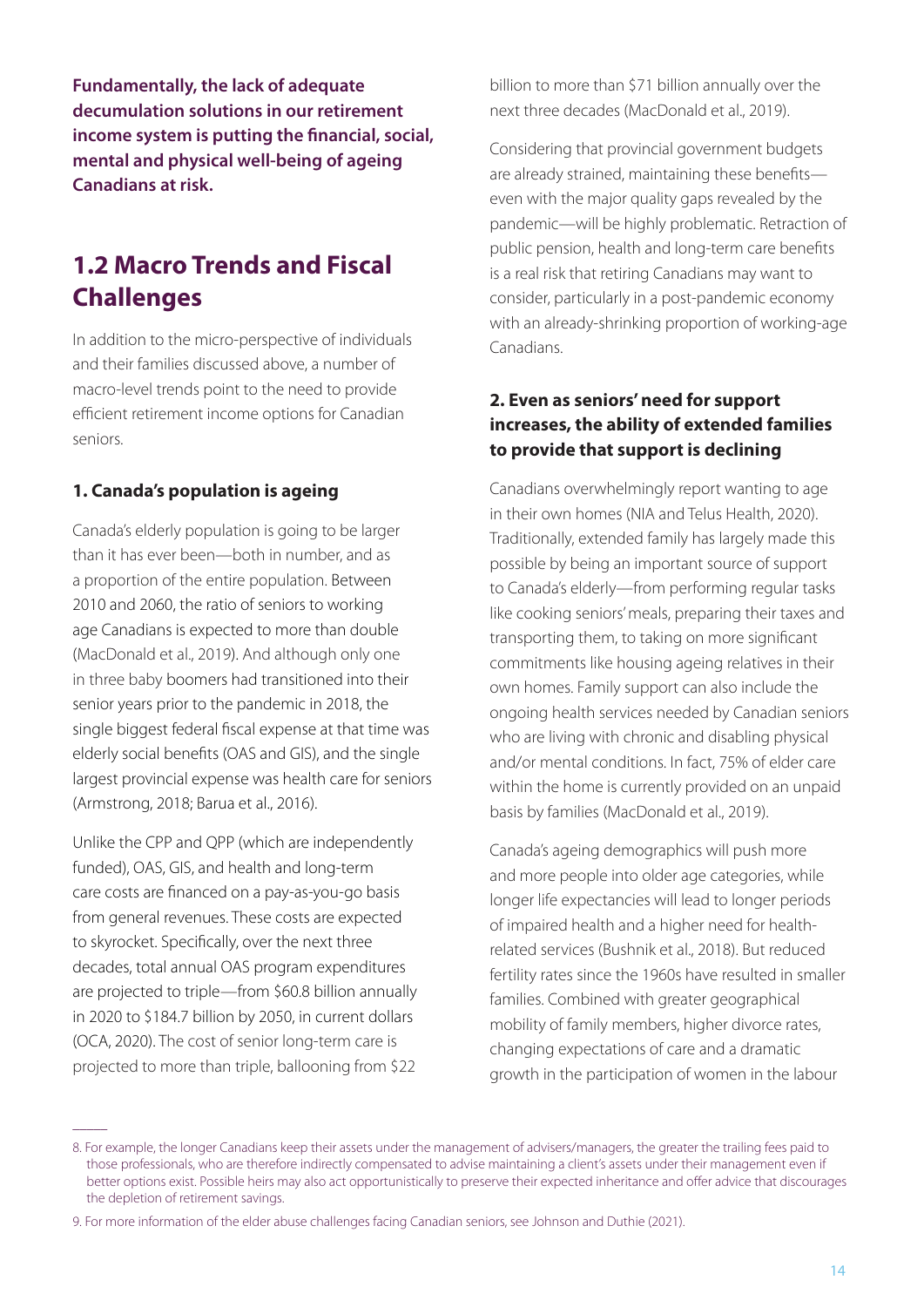**Fundamentally, the lack of adequate decumulation solutions in our retirement income system is putting the financial, social, mental and physical well-being of ageing Canadians at risk.**

## 1.2 Macro Trends and Fiscal Challenges

In addition to the micro-perspective of individuals and their families discussed above, a number of macro-level trends point to the need to provide efficient retirement income options for Canadian seniors.

### 1. Canada's population is ageing

Canada's elderly population is going to be larger than it has ever been—both in number, and as a proportion of the entire population. Between 2010 and 2060, the ratio of seniors to working age Canadians is expected to more than double (MacDonald et al., 2019). And although only one in three baby boomers had transitioned into their senior years prior to the pandemic in 2018, the single biggest federal fiscal expense at that time was elderly social benefits (OAS and GIS), and the single largest provincial expense was health care for seniors (Armstrong, 2018; Barua et al., 2016).

Unlike the CPP and QPP (which are independently funded), OAS, GIS, and health and long-term care costs are financed on a pay-as-you-go basis from general revenues. These costs are expected to skyrocket. Specifically, over the next three decades, total annual OAS program expenditures are projected to triple—from $60.8 billion annually in 2020 to $184.7 billion by 2050, in current dollars (OCA, 2020). The cost of senior long-term care is projected to more than triple, ballooning from $22 billion to more than $71 billion annually over the next three decades (MacDonald et al., 2019).

Considering that provincial government budgets are already strained, maintaining these benefits—even with the major quality gaps revealed by the pandemic—will be highly problematic. Retraction of public pension, health and long-term care benefits is a real risk that retiring Canadians may want to consider, particularly in a post-pandemic economy with an already-shrinking proportion of working-age Canadians.

### 2. Even as seniors' need for support increases, the ability of extended families to provide that support is declining

Canadians overwhelmingly report wanting to age in their own homes (NIA and Telus Health, 2020). Traditionally, extended family has largely made this possible by being an important source of support to Canada's elderly—from performing regular tasks like cooking seniors' meals, preparing their taxes and transporting them, to taking on more significant commitments like housing ageing relatives in their own homes. Family support can also include the ongoing health services needed by Canadian seniors who are living with chronic and disabling physical and/or mental conditions. In fact, 75% of elder care within the home is currently provided on an unpaid basis by families (MacDonald et al., 2019).

Canada's ageing demographics will push more and more people into older age categories, while longer life expectancies will lead to longer periods of impaired health and a higher need for health-related services (Bushnik et al., 2018). But reduced fertility rates since the 1960s have resulted in smaller families. Combined with greater geographical mobility of family members, higher divorce rates, changing expectations of care and a dramatic growth in the participation of women in the labour

---

8. For example, the longer Canadians keep their assets under the management of advisers/managers, the greater the trailing fees paid to those professionals, who are therefore indirectly compensated to advise maintaining a client's assets under their management even if better options exist. Possible heirs may also act opportunistically to preserve their expected inheritance and offer advice that discourages the depletion of retirement savings.

9. For more information of the elder abuse challenges facing Canadian seniors, see Johnson and Duthie (2021).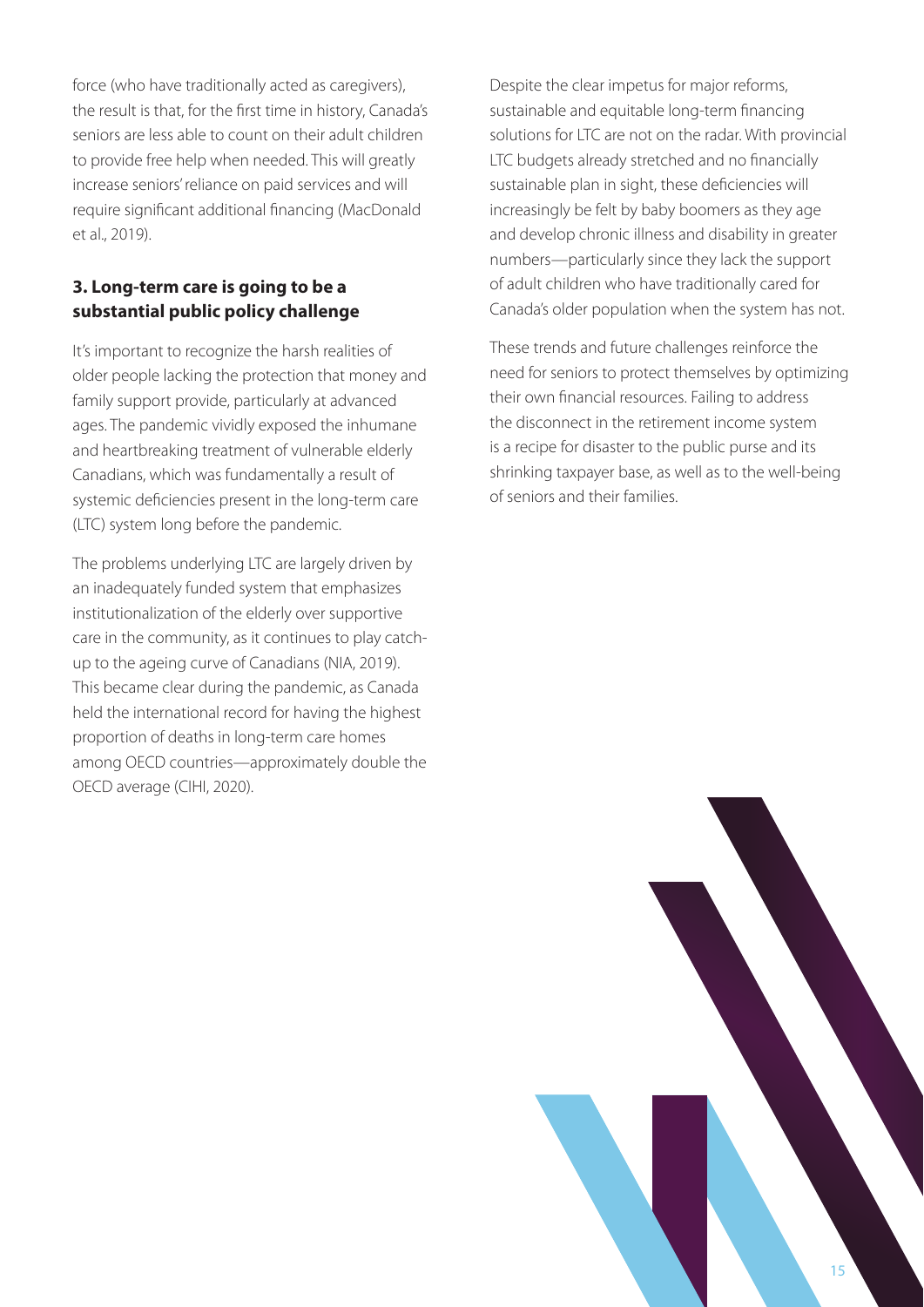force (who have traditionally acted as caregivers), the result is that, for the first time in history, Canada's seniors are less able to count on their adult children to provide free help when needed. This will greatly increase seniors' reliance on paid services and will require significant additional financing (MacDonald et al., 2019).

### 3. Long-term care is going to be a substantial public policy challenge

It's important to recognize the harsh realities of older people lacking the protection that money and family support provide, particularly at advanced ages. The pandemic vividly exposed the inhumane and heartbreaking treatment of vulnerable elderly Canadians, which was fundamentally a result of systemic deficiencies present in the long-term care (LTC) system long before the pandemic.

The problems underlying LTC are largely driven by an inadequately funded system that emphasizes institutionalization of the elderly over supportive care in the community, as it continues to play catch-up to the ageing curve of Canadians (NIA, 2019). This became clear during the pandemic, as Canada held the international record for having the highest proportion of deaths in long-term care homes among OECD countries—approximately double the OECD average (CIHI, 2020).

Despite the clear impetus for major reforms, sustainable and equitable long-term financing solutions for LTC are not on the radar. With provincial LTC budgets already stretched and no financially sustainable plan in sight, these deficiencies will increasingly be felt by baby boomers as they age and develop chronic illness and disability in greater numbers—particularly since they lack the support of adult children who have traditionally cared for Canada's older population when the system has not.

These trends and future challenges reinforce the need for seniors to protect themselves by optimizing their own financial resources. Failing to address the disconnect in the retirement income system is a recipe for disaster to the public purse and its shrinking taxpayer base, as well as to the well-being of seniors and their families.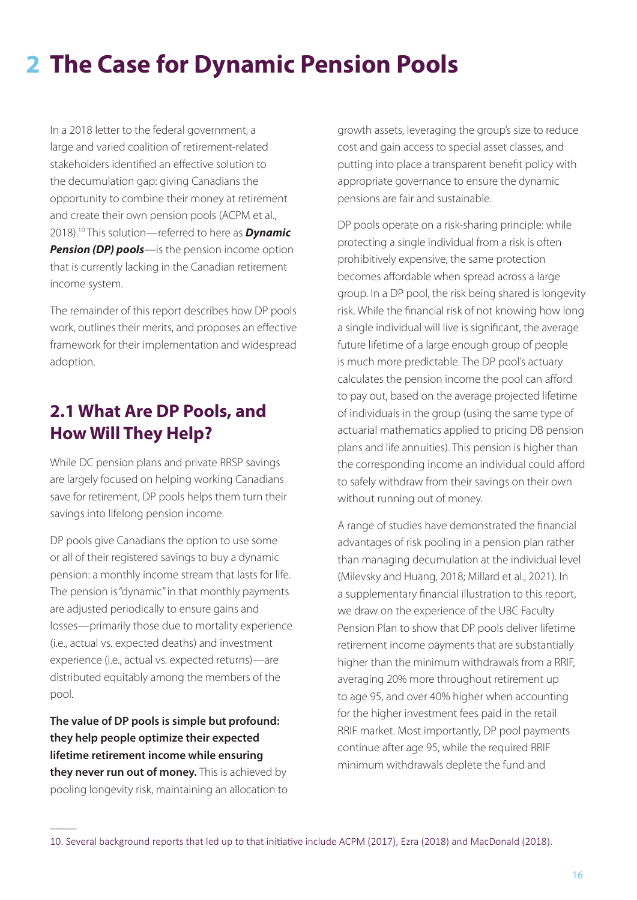# 2 The Case for Dynamic Pension Pools

In a 2018 letter to the federal government, a large and varied coalition of retirement-related stakeholders identified an effective solution to the decumulation gap: giving Canadians the opportunity to combine their money at retirement and create their own pension pools (ACPM et al., 2018).[10] This solution—referred to here as ***Dynamic Pension (DP) pools***—is the pension income option that is currently lacking in the Canadian retirement income system.

The remainder of this report describes how DP pools work, outlines their merits, and proposes an effective framework for their implementation and widespread adoption.

## 2.1 What Are DP Pools, and How Will They Help?

While DC pension plans and private RRSP savings are largely focused on helping working Canadians save for retirement, DP pools helps them turn their savings into lifelong pension income.

DP pools give Canadians the option to use some or all of their registered savings to buy a dynamic pension: a monthly income stream that lasts for life. The pension is "dynamic" in that monthly payments are adjusted periodically to ensure gains and losses—primarily those due to mortality experience (i.e., actual vs. expected deaths) and investment experience (i.e., actual vs. expected returns)—are distributed equitably among the members of the pool.

**The value of DP pools is simple but profound: they help people optimize their expected lifetime retirement income while ensuring they never run out of money.** This is achieved by pooling longevity risk, maintaining an allocation to growth assets, leveraging the group's size to reduce cost and gain access to special asset classes, and putting into place a transparent benefit policy with appropriate governance to ensure the dynamic pensions are fair and sustainable.

DP pools operate on a risk-sharing principle: while protecting a single individual from a risk is often prohibitively expensive, the same protection becomes affordable when spread across a large group. In a DP pool, the risk being shared is longevity risk. While the financial risk of not knowing how long a single individual will live is significant, the average future lifetime of a large enough group of people is much more predictable. The DP pool's actuary calculates the pension income the pool can afford to pay out, based on the average projected lifetime of individuals in the group (using the same type of actuarial mathematics applied to pricing DB pension plans and life annuities). This pension is higher than the corresponding income an individual could afford to safely withdraw from their savings on their own without running out of money.

A range of studies have demonstrated the financial advantages of risk pooling in a pension plan rather than managing decumulation at the individual level (Milevsky and Huang, 2018; Millard et al., 2021). In a supplementary financial illustration to this report, we draw on the experience of the UBC Faculty Pension Plan to show that DP pools deliver lifetime retirement income payments that are substantially higher than the minimum withdrawals from a RRIF, averaging 20% more throughout retirement up to age 95, and over 40% higher when accounting for the higher investment fees paid in the retail RRIF market. Most importantly, DP pool payments continue after age 95, while the required RRIF minimum withdrawals deplete the fund and

---

10. Several background reports that led up to that initiative include ACPM (2017), Ezra (2018) and MacDonald (2018).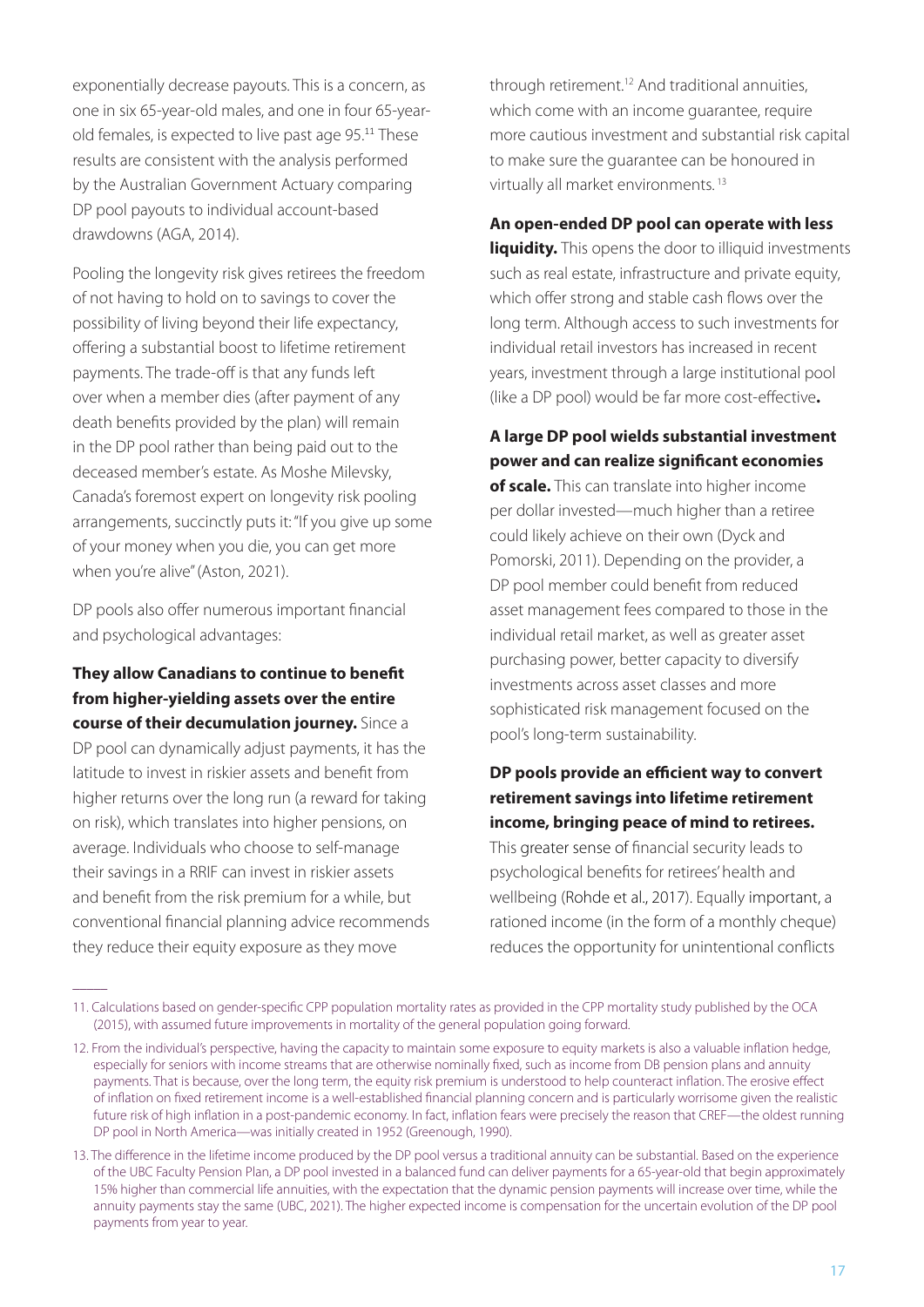exponentially decrease payouts. This is a concern, as one in six 65-year-old males, and one in four 65-year-old females, is expected to live past age 95.[11] These results are consistent with the analysis performed by the Australian Government Actuary comparing DP pool payouts to individual account-based drawdowns (AGA, 2014).

Pooling the longevity risk gives retirees the freedom of not having to hold on to savings to cover the possibility of living beyond their life expectancy, offering a substantial boost to lifetime retirement payments. The trade-off is that any funds left over when a member dies (after payment of any death benefits provided by the plan) will remain in the DP pool rather than being paid out to the deceased member's estate. As Moshe Milevsky, Canada's foremost expert on longevity risk pooling arrangements, succinctly puts it: "If you give up some of your money when you die, you can get more when you're alive" (Aston, 2021).

DP pools also offer numerous important financial and psychological advantages:

**They allow Canadians to continue to benefit from higher-yielding assets over the entire course of their decumulation journey.** Since a DP pool can dynamically adjust payments, it has the latitude to invest in riskier assets and benefit from higher returns over the long run (a reward for taking on risk), which translates into higher pensions, on average. Individuals who choose to self-manage their savings in a RRIF can invest in riskier assets and benefit from the risk premium for a while, but conventional financial planning advice recommends they reduce their equity exposure as they move through retirement.[12] And traditional annuities, which come with an income guarantee, require more cautious investment and substantial risk capital to make sure the guarantee can be honoured in virtually all market environments.[13]

**An open-ended DP pool can operate with less liquidity.** This opens the door to illiquid investments such as real estate, infrastructure and private equity, which offer strong and stable cash flows over the long term. Although access to such investments for individual retail investors has increased in recent years, investment through a large institutional pool (like a DP pool) would be far more cost-effective**.**

**A large DP pool wields substantial investment power and can realize significant economies of scale.** This can translate into higher income per dollar invested—much higher than a retiree could likely achieve on their own (Dyck and Pomorski, 2011). Depending on the provider, a DP pool member could benefit from reduced asset management fees compared to those in the individual retail market, as well as greater asset purchasing power, better capacity to diversify investments across asset classes and more sophisticated risk management focused on the pool's long-term sustainability.

**DP pools provide an efficient way to convert retirement savings into lifetime retirement income, bringing peace of mind to retirees.** This greater sense of financial security leads to psychological benefits for retirees' health and wellbeing (Rohde et al., 2017). Equally important, a rationed income (in the form of a monthly cheque) reduces the opportunity for unintentional conflicts

---

11. Calculations based on gender-specific CPP population mortality rates as provided in the CPP mortality study published by the OCA (2015), with assumed future improvements in mortality of the general population going forward.

12. From the individual's perspective, having the capacity to maintain some exposure to equity markets is also a valuable inflation hedge, especially for seniors with income streams that are otherwise nominally fixed, such as income from DB pension plans and annuity payments. That is because, over the long term, the equity risk premium is understood to help counteract inflation. The erosive effect of inflation on fixed retirement income is a well-established financial planning concern and is particularly worrisome given the realistic future risk of high inflation in a post-pandemic economy. In fact, inflation fears were precisely the reason that CREF—the oldest running DP pool in North America—was initially created in 1952 (Greenough, 1990).

13. The difference in the lifetime income produced by the DP pool versus a traditional annuity can be substantial. Based on the experience of the UBC Faculty Pension Plan, a DP pool invested in a balanced fund can deliver payments for a 65-year-old that begin approximately 15% higher than commercial life annuities, with the expectation that the dynamic pension payments will increase over time, while the annuity payments stay the same (UBC, 2021). The higher expected income is compensation for the uncertain evolution of the DP pool payments from year to year.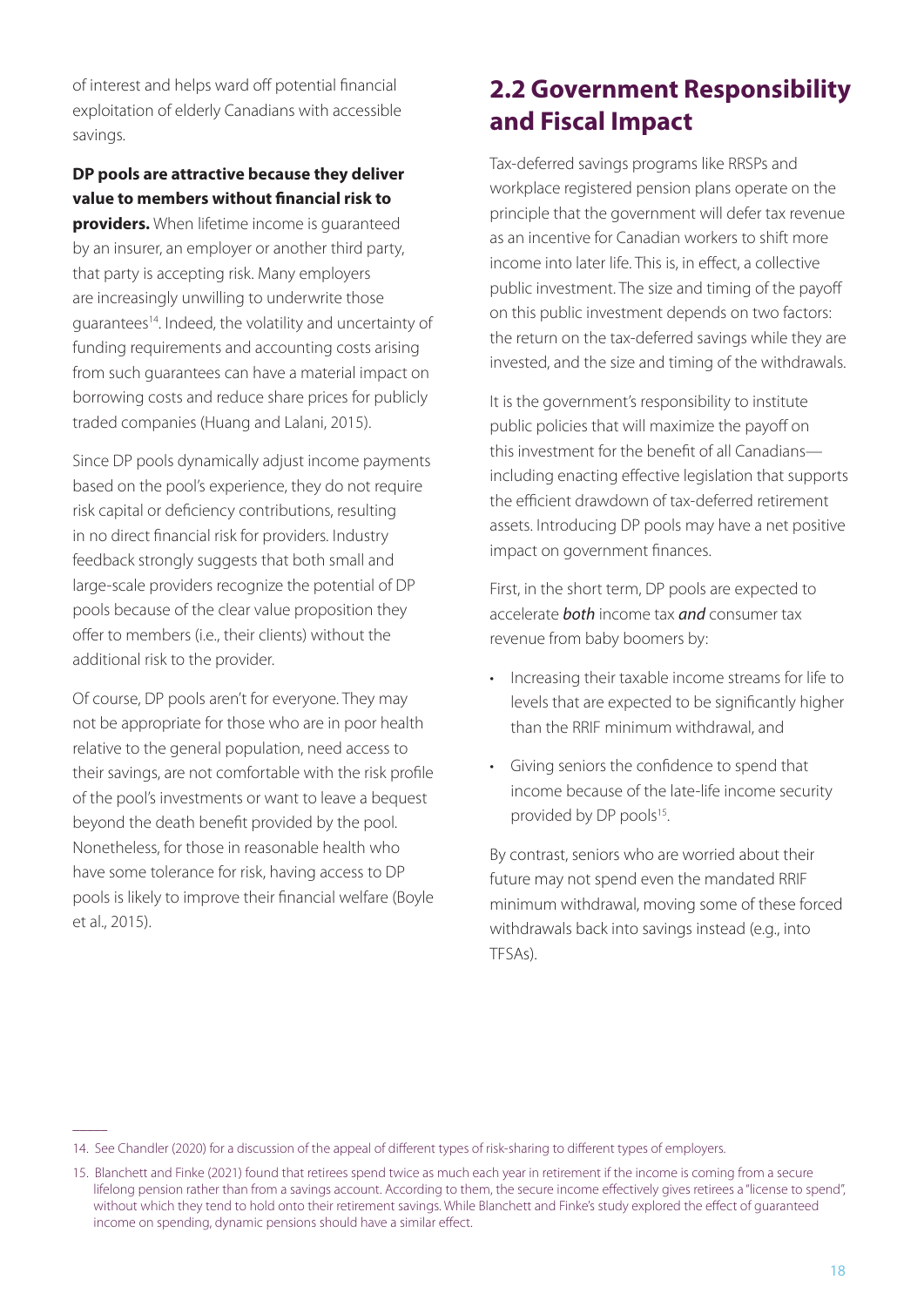of interest and helps ward off potential financial exploitation of elderly Canadians with accessible savings.

**DP pools are attractive because they deliver value to members without financial risk to providers.** When lifetime income is guaranteed by an insurer, an employer or another third party, that party is accepting risk. Many employers are increasingly unwilling to underwrite those guarantees[14]. Indeed, the volatility and uncertainty of funding requirements and accounting costs arising from such guarantees can have a material impact on borrowing costs and reduce share prices for publicly traded companies (Huang and Lalani, 2015).

Since DP pools dynamically adjust income payments based on the pool's experience, they do not require risk capital or deficiency contributions, resulting in no direct financial risk for providers. Industry feedback strongly suggests that both small and large-scale providers recognize the potential of DP pools because of the clear value proposition they offer to members (i.e., their clients) without the additional risk to the provider.

Of course, DP pools aren't for everyone. They may not be appropriate for those who are in poor health relative to the general population, need access to their savings, are not comfortable with the risk profile of the pool's investments or want to leave a bequest beyond the death benefit provided by the pool. Nonetheless, for those in reasonable health who have some tolerance for risk, having access to DP pools is likely to improve their financial welfare (Boyle et al., 2015).

## 2.2 Government Responsibility and Fiscal Impact

Tax-deferred savings programs like RRSPs and workplace registered pension plans operate on the principle that the government will defer tax revenue as an incentive for Canadian workers to shift more income into later life. This is, in effect, a collective public investment. The size and timing of the payoff on this public investment depends on two factors: the return on the tax-deferred savings while they are invested, and the size and timing of the withdrawals.

It is the government's responsibility to institute public policies that will maximize the payoff on this investment for the benefit of all Canadians—including enacting effective legislation that supports the efficient drawdown of tax-deferred retirement assets. Introducing DP pools may have a net positive impact on government finances.

First, in the short term, DP pools are expected to accelerate ***both*** income tax ***and*** consumer tax revenue from baby boomers by:

- Increasing their taxable income streams for life to levels that are expected to be significantly higher than the RRIF minimum withdrawal, and
- Giving seniors the confidence to spend that income because of the late-life income security provided by DP pools[15].

By contrast, seniors who are worried about their future may not spend even the mandated RRIF minimum withdrawal, moving some of these forced withdrawals back into savings instead (e.g., into TFSAs).

---

14. See Chandler (2020) for a discussion of the appeal of different types of risk-sharing to different types of employers.

15. Blanchett and Finke (2021) found that retirees spend twice as much each year in retirement if the income is coming from a secure lifelong pension rather than from a savings account. According to them, the secure income effectively gives retirees a "license to spend", without which they tend to hold onto their retirement savings. While Blanchett and Finke's study explored the effect of guaranteed income on spending, dynamic pensions should have a similar effect.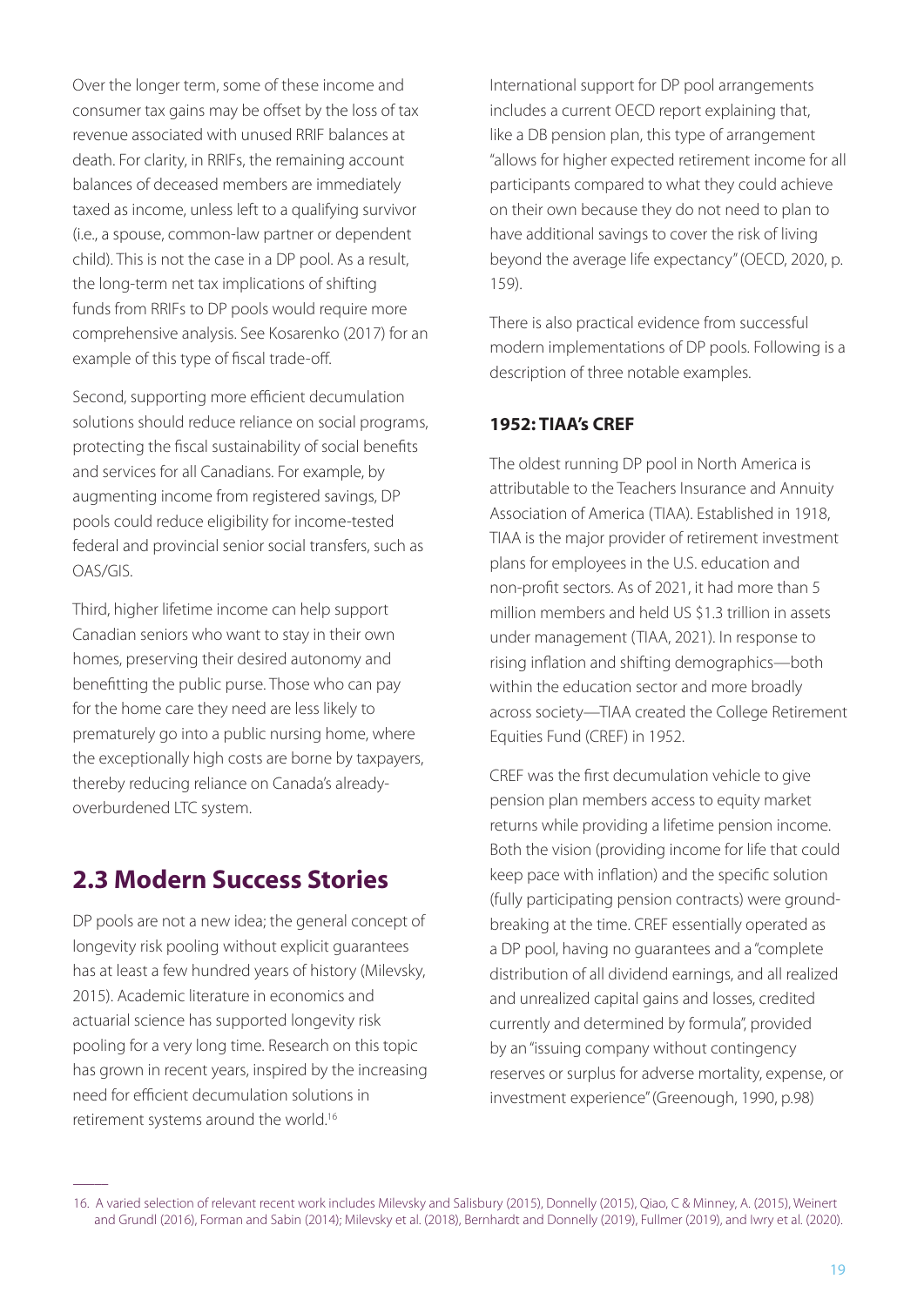Over the longer term, some of these income and consumer tax gains may be offset by the loss of tax revenue associated with unused RRIF balances at death. For clarity, in RRIFs, the remaining account balances of deceased members are immediately taxed as income, unless left to a qualifying survivor (i.e., a spouse, common-law partner or dependent child). This is not the case in a DP pool. As a result, the long-term net tax implications of shifting funds from RRIFs to DP pools would require more comprehensive analysis. See Kosarenko (2017) for an example of this type of fiscal trade-off.

Second, supporting more efficient decumulation solutions should reduce reliance on social programs, protecting the fiscal sustainability of social benefits and services for all Canadians. For example, by augmenting income from registered savings, DP pools could reduce eligibility for income-tested federal and provincial senior social transfers, such as OAS/GIS.

Third, higher lifetime income can help support Canadian seniors who want to stay in their own homes, preserving their desired autonomy and benefitting the public purse. Those who can pay for the home care they need are less likely to prematurely go into a public nursing home, where the exceptionally high costs are borne by taxpayers, thereby reducing reliance on Canada's already-overburdened LTC system.

## 2.3 Modern Success Stories

DP pools are not a new idea; the general concept of longevity risk pooling without explicit guarantees has at least a few hundred years of history (Milevsky, 2015). Academic literature in economics and actuarial science has supported longevity risk pooling for a very long time. Research on this topic has grown in recent years, inspired by the increasing need for efficient decumulation solutions in retirement systems around the world.[16]

International support for DP pool arrangements includes a current OECD report explaining that, like a DB pension plan, this type of arrangement "allows for higher expected retirement income for all participants compared to what they could achieve on their own because they do not need to plan to have additional savings to cover the risk of living beyond the average life expectancy" (OECD, 2020, p. 159).

There is also practical evidence from successful modern implementations of DP pools. Following is a description of three notable examples.

**1952: TIAA's CREF**

The oldest running DP pool in North America is attributable to the Teachers Insurance and Annuity Association of America (TIAA). Established in 1918, TIAA is the major provider of retirement investment plans for employees in the U.S. education and non-profit sectors. As of 2021, it had more than 5 million members and held US $1.3 trillion in assets under management (TIAA, 2021). In response to rising inflation and shifting demographics—both within the education sector and more broadly across society—TIAA created the College Retirement Equities Fund (CREF) in 1952.

CREF was the first decumulation vehicle to give pension plan members access to equity market returns while providing a lifetime pension income. Both the vision (providing income for life that could keep pace with inflation) and the specific solution (fully participating pension contracts) were ground-breaking at the time. CREF essentially operated as a DP pool, having no guarantees and a "complete distribution of all dividend earnings, and all realized and unrealized capital gains and losses, credited currently and determined by formula", provided by an "issuing company without contingency reserves or surplus for adverse mortality, expense, or investment experience" (Greenough, 1990, p.98)

---

16. A varied selection of relevant recent work includes Milevsky and Salisbury (2015), Donnelly (2015), Qiao, C & Minney, A. (2015), Weinert and Grundl (2016), Forman and Sabin (2014); Milevsky et al. (2018), Bernhardt and Donnelly (2019), Fullmer (2019), and Iwry et al. (2020).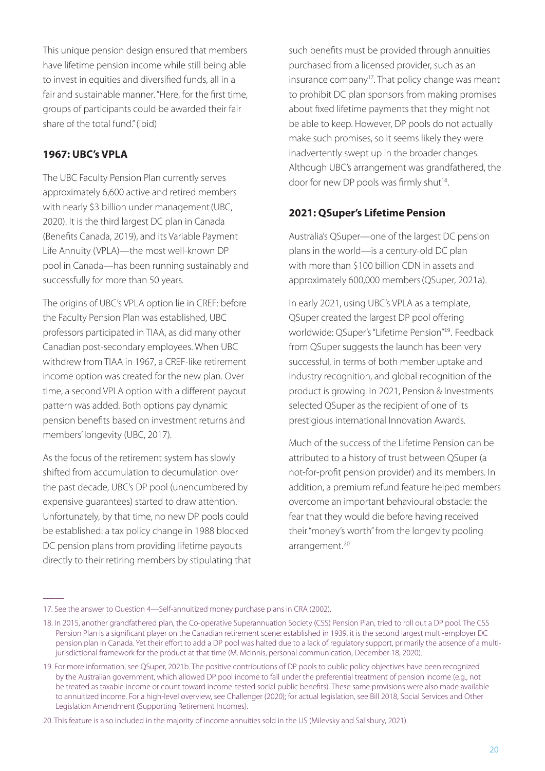This unique pension design ensured that members have lifetime pension income while still being able to invest in equities and diversified funds, all in a fair and sustainable manner. "Here, for the first time, groups of participants could be awarded their fair share of the total fund." (ibid)

### 1967: UBC's VPLA

The UBC Faculty Pension Plan currently serves approximately 6,600 active and retired members with nearly $3 billion under management (UBC, 2020). It is the third largest DC plan in Canada (Benefits Canada, 2019), and its Variable Payment Life Annuity (VPLA)—the most well-known DP pool in Canada—has been running sustainably and successfully for more than 50 years.

The origins of UBC's VPLA option lie in CREF: before the Faculty Pension Plan was established, UBC professors participated in TIAA, as did many other Canadian post-secondary employees. When UBC withdrew from TIAA in 1967, a CREF-like retirement income option was created for the new plan. Over time, a second VPLA option with a different payout pattern was added. Both options pay dynamic pension benefits based on investment returns and members' longevity (UBC, 2017).

As the focus of the retirement system has slowly shifted from accumulation to decumulation over the past decade, UBC's DP pool (unencumbered by expensive guarantees) started to draw attention. Unfortunately, by that time, no new DP pools could be established: a tax policy change in 1988 blocked DC pension plans from providing lifetime payouts directly to their retiring members by stipulating that such benefits must be provided through annuities purchased from a licensed provider, such as an insurance company[17]. That policy change was meant to prohibit DC plan sponsors from making promises about fixed lifetime payments that they might not be able to keep. However, DP pools do not actually make such promises, so it seems likely they were inadvertently swept up in the broader changes. Although UBC's arrangement was grandfathered, the door for new DP pools was firmly shut[18].

### 2021: QSuper's Lifetime Pension

Australia's QSuper—one of the largest DC pension plans in the world—is a century-old DC plan with more than $100 billion CDN in assets and approximately 600,000 members (QSuper, 2021a).

In early 2021, using UBC's VPLA as a template, QSuper created the largest DP pool offering worldwide: QSuper's "Lifetime Pension"[19]. Feedback from QSuper suggests the launch has been very successful, in terms of both member uptake and industry recognition, and global recognition of the product is growing. In 2021, Pension & Investments selected QSuper as the recipient of one of its prestigious international Innovation Awards.

Much of the success of the Lifetime Pension can be attributed to a history of trust between QSuper (a not-for-profit pension provider) and its members. In addition, a premium refund feature helped members overcome an important behavioural obstacle: the fear that they would die before having received their "money's worth" from the longevity pooling arrangement.[20]

---

17. See the answer to Question 4—Self-annuitized money purchase plans in CRA (2002).

18. In 2015, another grandfathered plan, the Co-operative Superannuation Society (CSS) Pension Plan, tried to roll out a DP pool. The CSS Pension Plan is a significant player on the Canadian retirement scene: established in 1939, it is the second largest multi-employer DC pension plan in Canada. Yet their effort to add a DP pool was halted due to a lack of regulatory support, primarily the absence of a multi-jurisdictional framework for the product at that time (M. McInnis, personal communication, December 18, 2020).

19. For more information, see QSuper, 2021b. The positive contributions of DP pools to public policy objectives have been recognized by the Australian government, which allowed DP pool income to fall under the preferential treatment of pension income (e.g., not be treated as taxable income or count toward income-tested social public benefits). These same provisions were also made available to annuitized income. For a high-level overview, see Challenger (2020); for actual legislation, see Bill 2018, Social Services and Other Legislation Amendment (Supporting Retirement Incomes).

20. This feature is also included in the majority of income annuities sold in the US (Milevsky and Salisbury, 2021).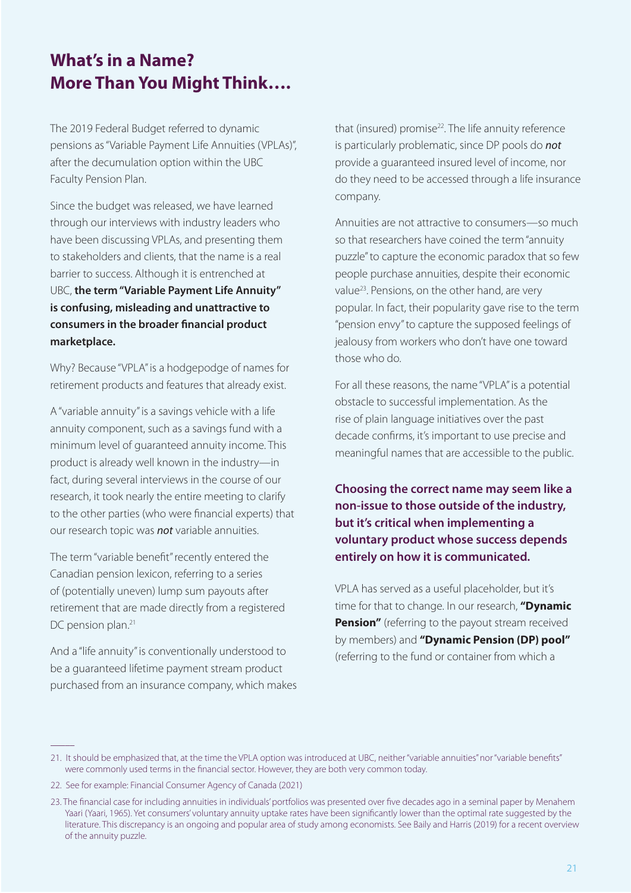## What's in a Name? More Than You Might Think….

The 2019 Federal Budget referred to dynamic pensions as "Variable Payment Life Annuities (VPLAs)", after the decumulation option within the UBC Faculty Pension Plan.

Since the budget was released, we have learned through our interviews with industry leaders who have been discussing VPLAs, and presenting them to stakeholders and clients, that the name is a real barrier to success. Although it is entrenched at UBC, **the term "Variable Payment Life Annuity" is confusing, misleading and unattractive to consumers in the broader financial product marketplace.**

Why? Because "VPLA" is a hodgepodge of names for retirement products and features that already exist.

A "variable annuity" is a savings vehicle with a life annuity component, such as a savings fund with a minimum level of guaranteed annuity income. This product is already well known in the industry—in fact, during several interviews in the course of our research, it took nearly the entire meeting to clarify to the other parties (who were financial experts) that our research topic was ***not*** variable annuities.

The term "variable benefit" recently entered the Canadian pension lexicon, referring to a series of (potentially uneven) lump sum payouts after retirement that are made directly from a registered DC pension plan.[21]

And a "life annuity" is conventionally understood to be a guaranteed lifetime payment stream product purchased from an insurance company, which makes that (insured) promise[22]. The life annuity reference is particularly problematic, since DP pools do ***not*** provide a guaranteed insured level of income, nor do they need to be accessed through a life insurance company.

Annuities are not attractive to consumers—so much so that researchers have coined the term "annuity puzzle" to capture the economic paradox that so few people purchase annuities, despite their economic value[23]. Pensions, on the other hand, are very popular. In fact, their popularity gave rise to the term "pension envy" to capture the supposed feelings of jealousy from workers who don't have one toward those who do.

For all these reasons, the name "VPLA" is a potential obstacle to successful implementation. As the rise of plain language initiatives over the past decade confirms, it's important to use precise and meaningful names that are accessible to the public.

**Choosing the correct name may seem like a non-issue to those outside of the industry, but it's critical when implementing a voluntary product whose success depends entirely on how it is communicated.**

VPLA has served as a useful placeholder, but it's time for that to change. In our research, **"Dynamic Pension"** (referring to the payout stream received by members) and **"Dynamic Pension (DP) pool"** (referring to the fund or container from which a

---

21. It should be emphasized that, at the time the VPLA option was introduced at UBC, neither "variable annuities" nor "variable benefits" were commonly used terms in the financial sector. However, they are both very common today.

22. See for example: Financial Consumer Agency of Canada (2021)

23. The financial case for including annuities in individuals' portfolios was presented over five decades ago in a seminal paper by Menahem Yaari (Yaari, 1965). Yet consumers' voluntary annuity uptake rates have been significantly lower than the optimal rate suggested by the literature. This discrepancy is an ongoing and popular area of study among economists. See Baily and Harris (2019) for a recent overview of the annuity puzzle.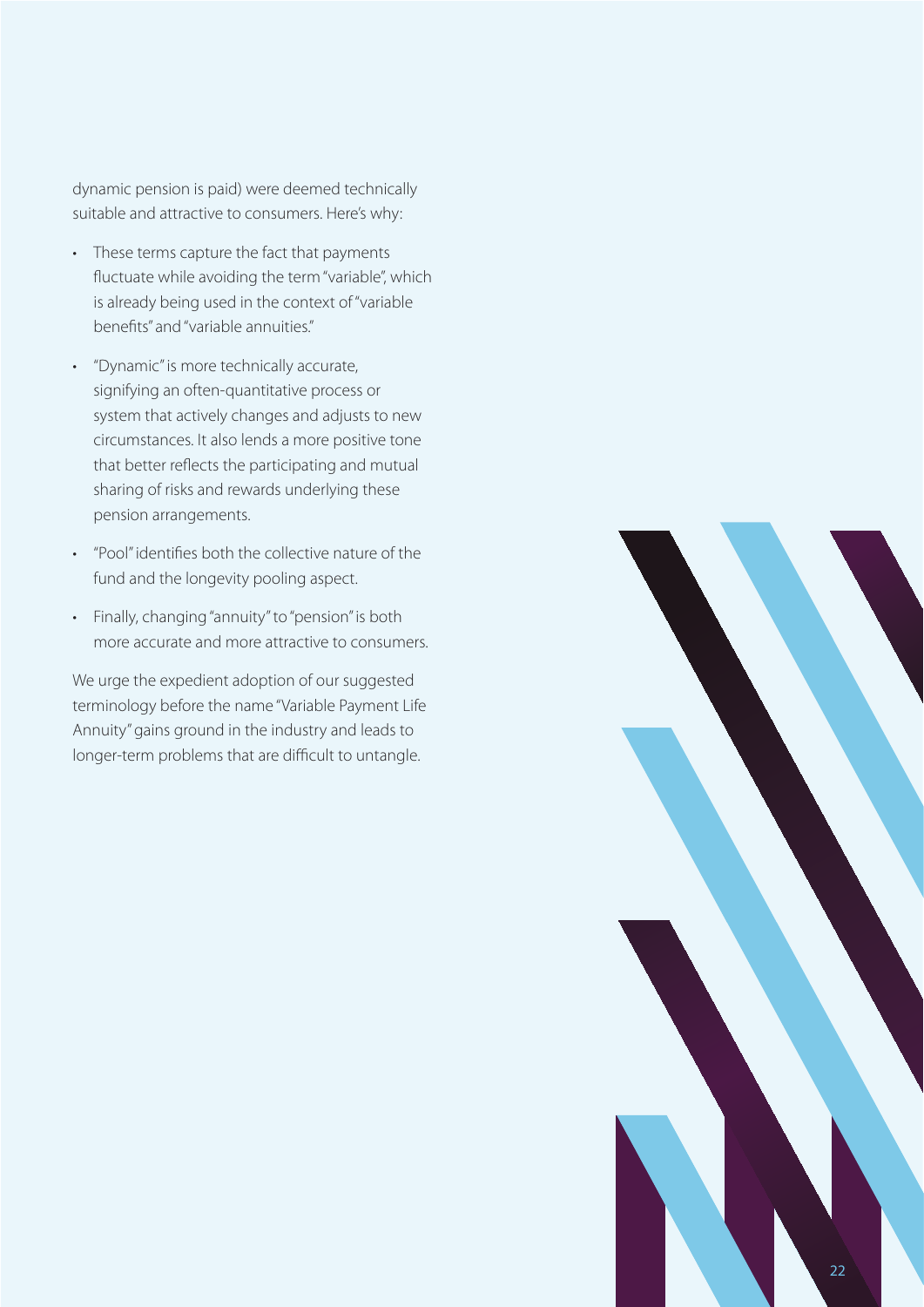dynamic pension is paid) were deemed technically suitable and attractive to consumers. Here's why:

- These terms capture the fact that payments fluctuate while avoiding the term "variable", which is already being used in the context of "variable benefits" and "variable annuities."
- "Dynamic" is more technically accurate, signifying an often-quantitative process or system that actively changes and adjusts to new circumstances. It also lends a more positive tone that better reflects the participating and mutual sharing of risks and rewards underlying these pension arrangements.
- "Pool" identifies both the collective nature of the fund and the longevity pooling aspect.
- Finally, changing "annuity" to "pension" is both more accurate and more attractive to consumers.

We urge the expedient adoption of our suggested terminology before the name "Variable Payment Life Annuity" gains ground in the industry and leads to longer-term problems that are difficult to untangle.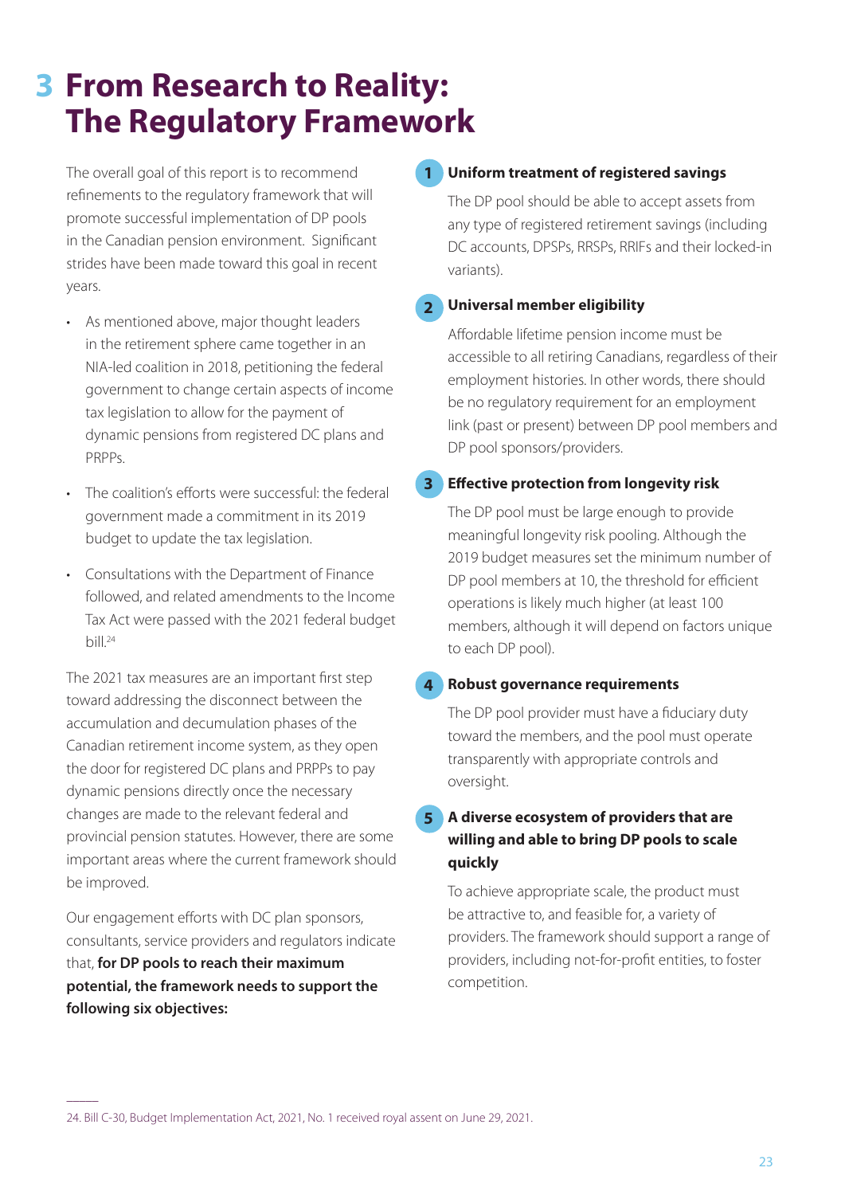# 3 From Research to Reality: The Regulatory Framework

The overall goal of this report is to recommend refinements to the regulatory framework that will promote successful implementation of DP pools in the Canadian pension environment. Significant strides have been made toward this goal in recent years.

- As mentioned above, major thought leaders in the retirement sphere came together in an NIA-led coalition in 2018, petitioning the federal government to change certain aspects of income tax legislation to allow for the payment of dynamic pensions from registered DC plans and PRPPs.
- The coalition's efforts were successful: the federal government made a commitment in its 2019 budget to update the tax legislation.
- Consultations with the Department of Finance followed, and related amendments to the Income Tax Act were passed with the 2021 federal budget bill.[24]

The 2021 tax measures are an important first step toward addressing the disconnect between the accumulation and decumulation phases of the Canadian retirement income system, as they open the door for registered DC plans and PRPPs to pay dynamic pensions directly once the necessary changes are made to the relevant federal and provincial pension statutes. However, there are some important areas where the current framework should be improved.

Our engagement efforts with DC plan sponsors, consultants, service providers and regulators indicate that, **for DP pools to reach their maximum potential, the framework needs to support the following six objectives:**

**1 Uniform treatment of registered savings**

The DP pool should be able to accept assets from any type of registered retirement savings (including DC accounts, DPSPs, RRSPs, RRIFs and their locked-in variants).

**2 Universal member eligibility**

Affordable lifetime pension income must be accessible to all retiring Canadians, regardless of their employment histories. In other words, there should be no regulatory requirement for an employment link (past or present) between DP pool members and DP pool sponsors/providers.

**3 Effective protection from longevity risk**

The DP pool must be large enough to provide meaningful longevity risk pooling. Although the 2019 budget measures set the minimum number of DP pool members at 10, the threshold for efficient operations is likely much higher (at least 100 members, although it will depend on factors unique to each DP pool).

**4 Robust governance requirements**

The DP pool provider must have a fiduciary duty toward the members, and the pool must operate transparently with appropriate controls and oversight.

**5 A diverse ecosystem of providers that are willing and able to bring DP pools to scale quickly**

To achieve appropriate scale, the product must be attractive to, and feasible for, a variety of providers. The framework should support a range of providers, including not-for-profit entities, to foster competition.

---

24. Bill C-30, Budget Implementation Act, 2021, No. 1 received royal assent on June 29, 2021.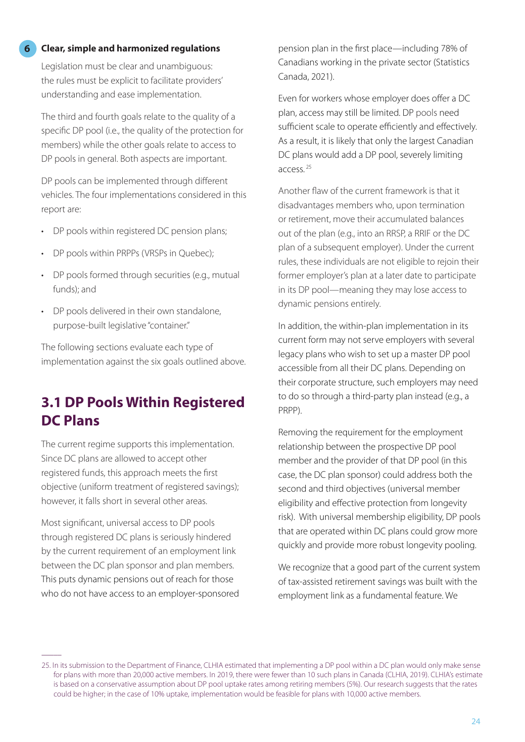**6 Clear, simple and harmonized regulations**

Legislation must be clear and unambiguous: the rules must be explicit to facilitate providers' understanding and ease implementation.

The third and fourth goals relate to the quality of a specific DP pool (i.e., the quality of the protection for members) while the other goals relate to access to DP pools in general. Both aspects are important.

DP pools can be implemented through different vehicles. The four implementations considered in this report are:

- DP pools within registered DC pension plans;
- DP pools within PRPPs (VRSPs in Quebec);
- DP pools formed through securities (e.g., mutual funds); and
- DP pools delivered in their own standalone, purpose-built legislative "container."

The following sections evaluate each type of implementation against the six goals outlined above.

## 3.1 DP Pools Within Registered DC Plans

The current regime supports this implementation. Since DC plans are allowed to accept other registered funds, this approach meets the first objective (uniform treatment of registered savings); however, it falls short in several other areas.

Most significant, universal access to DP pools through registered DC plans is seriously hindered by the current requirement of an employment link between the DC plan sponsor and plan members. This puts dynamic pensions out of reach for those who do not have access to an employer-sponsored pension plan in the first place—including 78% of Canadians working in the private sector (Statistics Canada, 2021).

Even for workers whose employer does offer a DC plan, access may still be limited. DP pools need sufficient scale to operate efficiently and effectively. As a result, it is likely that only the largest Canadian DC plans would add a DP pool, severely limiting access.[25]

Another flaw of the current framework is that it disadvantages members who, upon termination or retirement, move their accumulated balances out of the plan (e.g., into an RRSP, a RRIF or the DC plan of a subsequent employer). Under the current rules, these individuals are not eligible to rejoin their former employer's plan at a later date to participate in its DP pool—meaning they may lose access to dynamic pensions entirely.

In addition, the within-plan implementation in its current form may not serve employers with several legacy plans who wish to set up a master DP pool accessible from all their DC plans. Depending on their corporate structure, such employers may need to do so through a third-party plan instead (e.g., a PRPP).

Removing the requirement for the employment relationship between the prospective DP pool member and the provider of that DP pool (in this case, the DC plan sponsor) could address both the second and third objectives (universal member eligibility and effective protection from longevity risk). With universal membership eligibility, DP pools that are operated within DC plans could grow more quickly and provide more robust longevity pooling.

We recognize that a good part of the current system of tax-assisted retirement savings was built with the employment link as a fundamental feature. We

---

25. In its submission to the Department of Finance, CLHIA estimated that implementing a DP pool within a DC plan would only make sense for plans with more than 20,000 active members. In 2019, there were fewer than 10 such plans in Canada (CLHIA, 2019). CLHIA's estimate is based on a conservative assumption about DP pool uptake rates among retiring members (5%). Our research suggests that the rates could be higher; in the case of 10% uptake, implementation would be feasible for plans with 10,000 active members.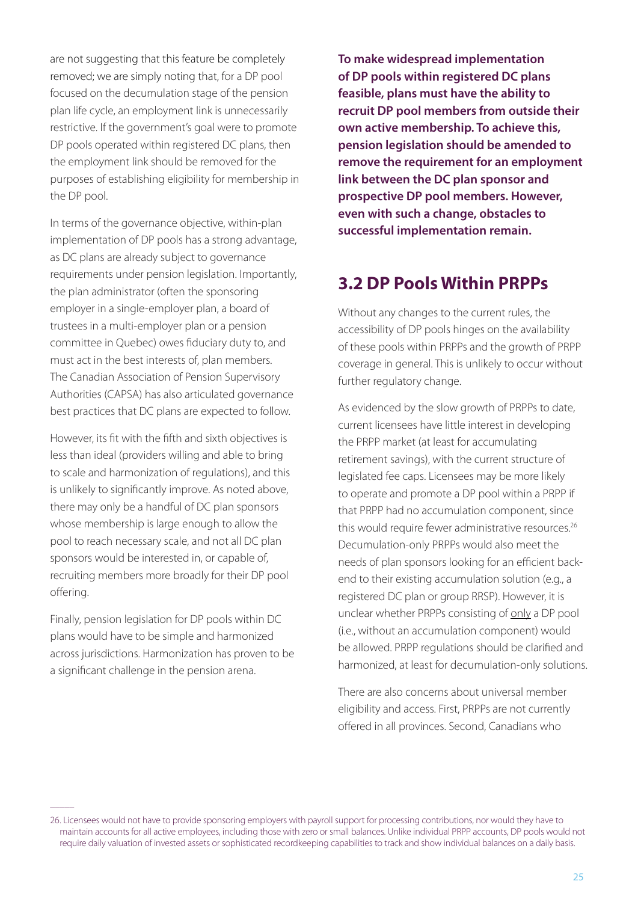are not suggesting that this feature be completely removed; we are simply noting that, for a DP pool focused on the decumulation stage of the pension plan life cycle, an employment link is unnecessarily restrictive. If the government's goal were to promote DP pools operated within registered DC plans, then the employment link should be removed for the purposes of establishing eligibility for membership in the DP pool.

In terms of the governance objective, within-plan implementation of DP pools has a strong advantage, as DC plans are already subject to governance requirements under pension legislation. Importantly, the plan administrator (often the sponsoring employer in a single-employer plan, a board of trustees in a multi-employer plan or a pension committee in Quebec) owes fiduciary duty to, and must act in the best interests of, plan members. The Canadian Association of Pension Supervisory Authorities (CAPSA) has also articulated governance best practices that DC plans are expected to follow.

However, its fit with the fifth and sixth objectives is less than ideal (providers willing and able to bring to scale and harmonization of regulations), and this is unlikely to significantly improve. As noted above, there may only be a handful of DC plan sponsors whose membership is large enough to allow the pool to reach necessary scale, and not all DC plan sponsors would be interested in, or capable of, recruiting members more broadly for their DP pool offering.

Finally, pension legislation for DP pools within DC plans would have to be simple and harmonized across jurisdictions. Harmonization has proven to be a significant challenge in the pension arena.

**To make widespread implementation of DP pools within registered DC plans feasible, plans must have the ability to recruit DP pool members from outside their own active membership. To achieve this, pension legislation should be amended to remove the requirement for an employment link between the DC plan sponsor and prospective DP pool members. However, even with such a change, obstacles to successful implementation remain.**

## 3.2 DP Pools Within PRPPs

Without any changes to the current rules, the accessibility of DP pools hinges on the availability of these pools within PRPPs and the growth of PRPP coverage in general. This is unlikely to occur without further regulatory change.

As evidenced by the slow growth of PRPPs to date, current licensees have little interest in developing the PRPP market (at least for accumulating retirement savings), with the current structure of legislated fee caps. Licensees may be more likely to operate and promote a DP pool within a PRPP if that PRPP had no accumulation component, since this would require fewer administrative resources.[26] Decumulation-only PRPPs would also meet the needs of plan sponsors looking for an efficient back-end to their existing accumulation solution (e.g., a registered DC plan or group RRSP). However, it is unclear whether PRPPs consisting of only a DP pool (i.e., without an accumulation component) would be allowed. PRPP regulations should be clarified and harmonized, at least for decumulation-only solutions.

There are also concerns about universal member eligibility and access. First, PRPPs are not currently offered in all provinces. Second, Canadians who

26. Licensees would not have to provide sponsoring employers with payroll support for processing contributions, nor would they have to maintain accounts for all active employees, including those with zero or small balances. Unlike individual PRPP accounts, DP pools would not require daily valuation of invested assets or sophisticated recordkeeping capabilities to track and show individual balances on a daily basis.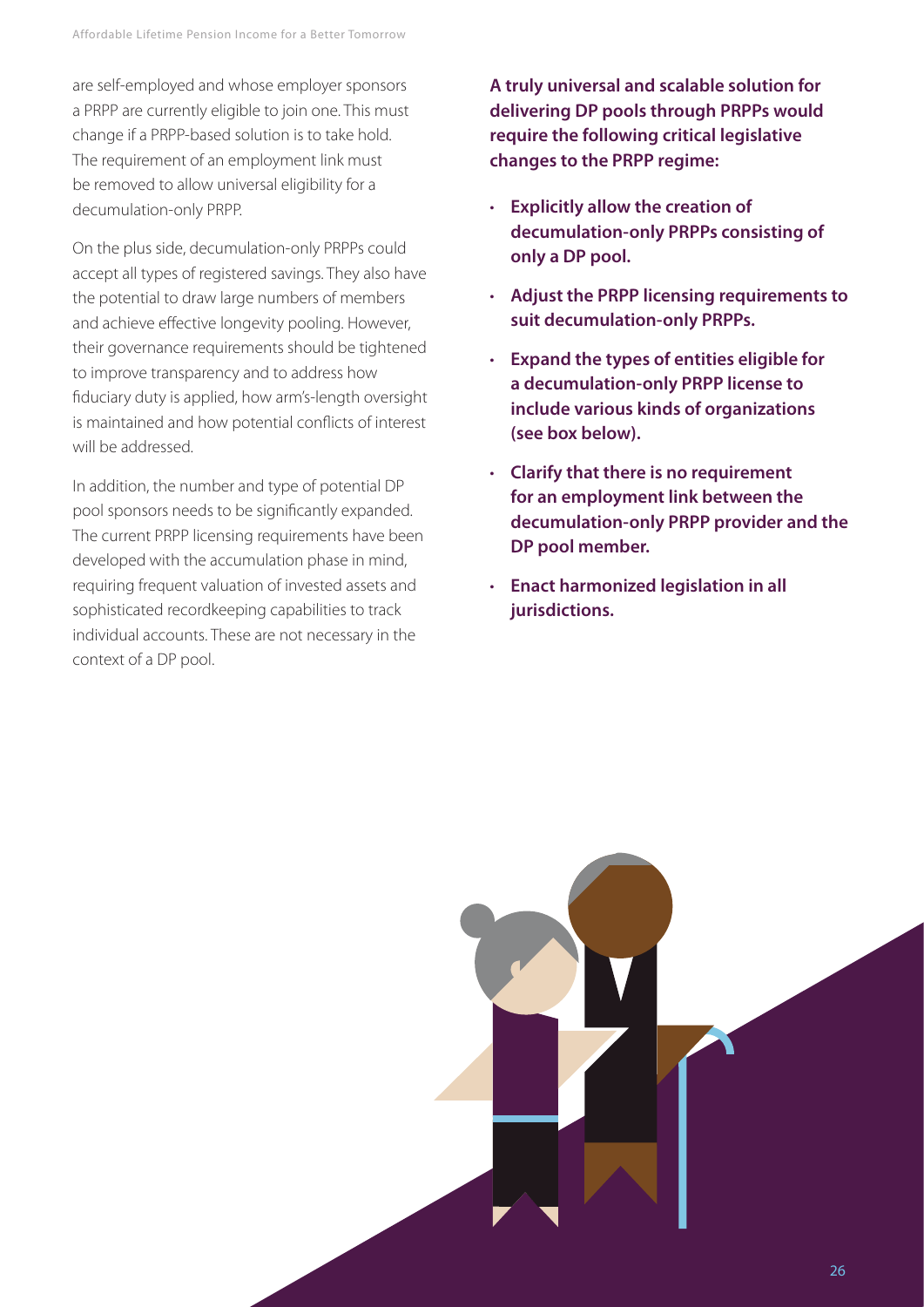are self-employed and whose employer sponsors a PRPP are currently eligible to join one. This must change if a PRPP-based solution is to take hold. The requirement of an employment link must be removed to allow universal eligibility for a decumulation-only PRPP.

On the plus side, decumulation-only PRPPs could accept all types of registered savings. They also have the potential to draw large numbers of members and achieve effective longevity pooling. However, their governance requirements should be tightened to improve transparency and to address how fiduciary duty is applied, how arm's-length oversight is maintained and how potential conflicts of interest will be addressed.

In addition, the number and type of potential DP pool sponsors needs to be significantly expanded. The current PRPP licensing requirements have been developed with the accumulation phase in mind, requiring frequent valuation of invested assets and sophisticated recordkeeping capabilities to track individual accounts. These are not necessary in the context of a DP pool.

**A truly universal and scalable solution for delivering DP pools through PRPPs would require the following critical legislative changes to the PRPP regime:**

- **Explicitly allow the creation of decumulation-only PRPPs consisting of only a DP pool.**
- **Adjust the PRPP licensing requirements to suit decumulation-only PRPPs.**
- **Expand the types of entities eligible for a decumulation-only PRPP license to include various kinds of organizations (see box below).**
- **Clarify that there is no requirement for an employment link between the decumulation-only PRPP provider and the DP pool member.**
- **Enact harmonized legislation in all jurisdictions.**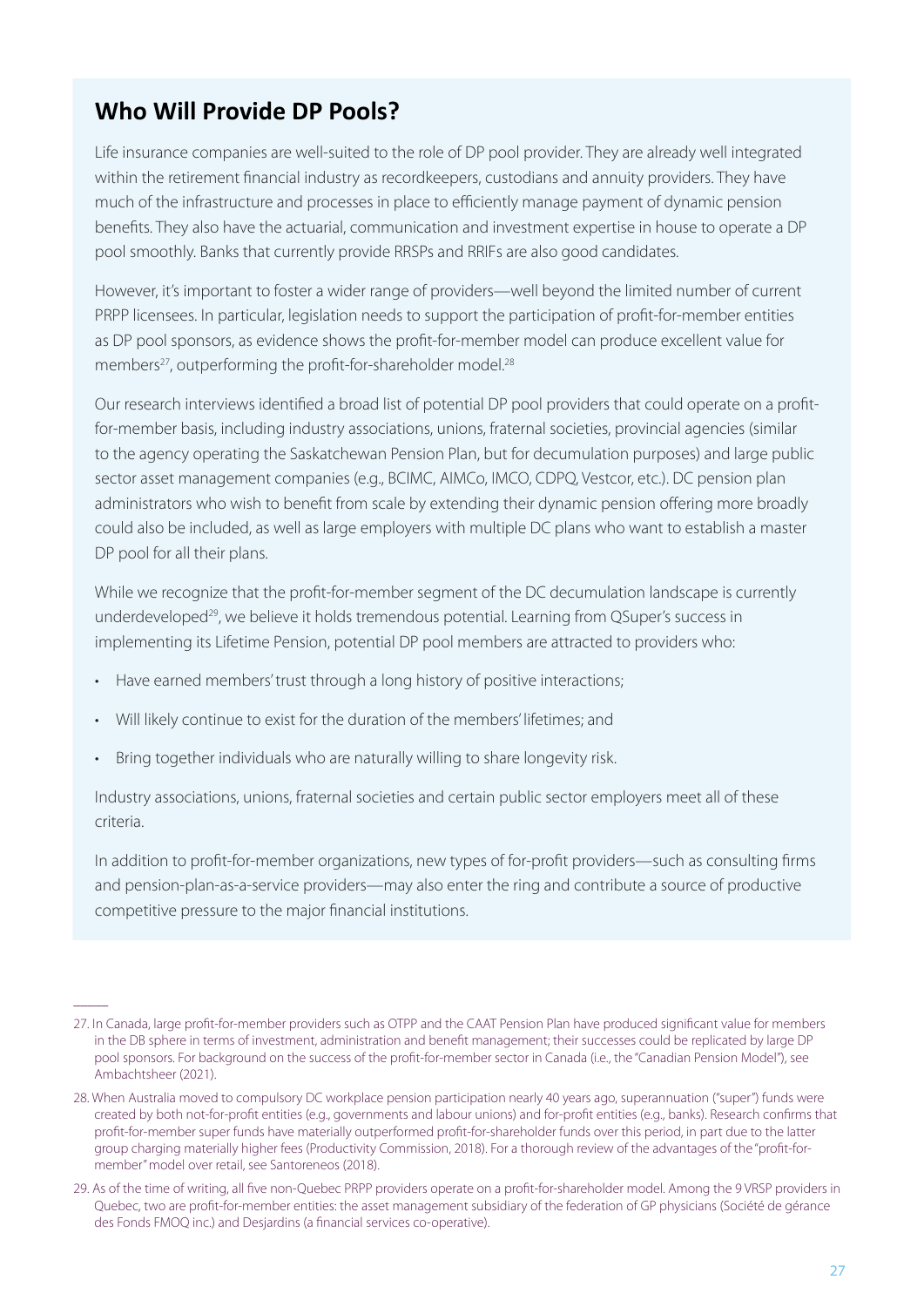## Who Will Provide DP Pools?

Life insurance companies are well-suited to the role of DP pool provider. They are already well integrated within the retirement financial industry as recordkeepers, custodians and annuity providers. They have much of the infrastructure and processes in place to efficiently manage payment of dynamic pension benefits. They also have the actuarial, communication and investment expertise in house to operate a DP pool smoothly. Banks that currently provide RRSPs and RRIFs are also good candidates.

However, it's important to foster a wider range of providers—well beyond the limited number of current PRPP licensees. In particular, legislation needs to support the participation of profit-for-member entities as DP pool sponsors, as evidence shows the profit-for-member model can produce excellent value for members[27], outperforming the profit-for-shareholder model.[28]

Our research interviews identified a broad list of potential DP pool providers that could operate on a profit-for-member basis, including industry associations, unions, fraternal societies, provincial agencies (similar to the agency operating the Saskatchewan Pension Plan, but for decumulation purposes) and large public sector asset management companies (e.g., BCIMC, AIMCo, IMCO, CDPQ, Vestcor, etc.). DC pension plan administrators who wish to benefit from scale by extending their dynamic pension offering more broadly could also be included, as well as large employers with multiple DC plans who want to establish a master DP pool for all their plans.

While we recognize that the profit-for-member segment of the DC decumulation landscape is currently underdeveloped[29], we believe it holds tremendous potential. Learning from QSuper's success in implementing its Lifetime Pension, potential DP pool members are attracted to providers who:

- Have earned members' trust through a long history of positive interactions;
- Will likely continue to exist for the duration of the members' lifetimes; and
- Bring together individuals who are naturally willing to share longevity risk.

Industry associations, unions, fraternal societies and certain public sector employers meet all of these criteria.

In addition to profit-for-member organizations, new types of for-profit providers—such as consulting firms and pension-plan-as-a-service providers—may also enter the ring and contribute a source of productive competitive pressure to the major financial institutions.

---

27. In Canada, large profit-for-member providers such as OTPP and the CAAT Pension Plan have produced significant value for members in the DB sphere in terms of investment, administration and benefit management; their successes could be replicated by large DP pool sponsors. For background on the success of the profit-for-member sector in Canada (i.e., the "Canadian Pension Model"), see Ambachtsheer (2021).

28. When Australia moved to compulsory DC workplace pension participation nearly 40 years ago, superannuation ("super") funds were created by both not-for-profit entities (e.g., governments and labour unions) and for-profit entities (e.g., banks). Research confirms that profit-for-member super funds have materially outperformed profit-for-shareholder funds over this period, in part due to the latter group charging materially higher fees (Productivity Commission, 2018). For a thorough review of the advantages of the "profit-for-member" model over retail, see Santoreneos (2018).

29. As of the time of writing, all five non-Quebec PRPP providers operate on a profit-for-shareholder model. Among the 9 VRSP providers in Quebec, two are profit-for-member entities: the asset management subsidiary of the federation of GP physicians (Société de gérance des Fonds FMOQ inc.) and Desjardins (a financial services co-operative).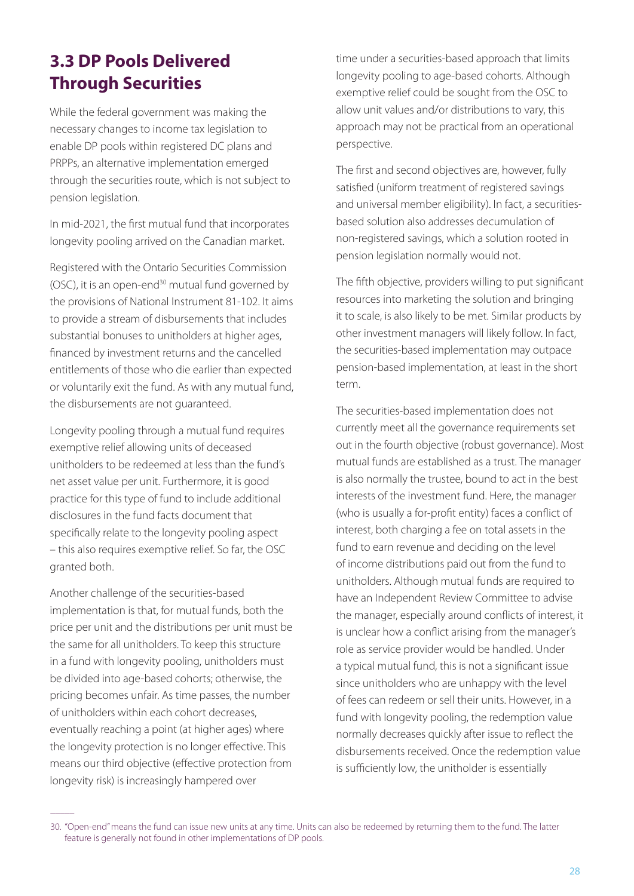## 3.3 DP Pools Delivered Through Securities

While the federal government was making the necessary changes to income tax legislation to enable DP pools within registered DC plans and PRPPs, an alternative implementation emerged through the securities route, which is not subject to pension legislation.

In mid-2021, the first mutual fund that incorporates longevity pooling arrived on the Canadian market.

Registered with the Ontario Securities Commission (OSC), it is an open-end[30] mutual fund governed by the provisions of National Instrument 81-102. It aims to provide a stream of disbursements that includes substantial bonuses to unitholders at higher ages, financed by investment returns and the cancelled entitlements of those who die earlier than expected or voluntarily exit the fund. As with any mutual fund, the disbursements are not guaranteed.

Longevity pooling through a mutual fund requires exemptive relief allowing units of deceased unitholders to be redeemed at less than the fund's net asset value per unit. Furthermore, it is good practice for this type of fund to include additional disclosures in the fund facts document that specifically relate to the longevity pooling aspect – this also requires exemptive relief. So far, the OSC granted both.

Another challenge of the securities-based implementation is that, for mutual funds, both the price per unit and the distributions per unit must be the same for all unitholders. To keep this structure in a fund with longevity pooling, unitholders must be divided into age-based cohorts; otherwise, the pricing becomes unfair. As time passes, the number of unitholders within each cohort decreases, eventually reaching a point (at higher ages) where the longevity protection is no longer effective. This means our third objective (effective protection from longevity risk) is increasingly hampered over time under a securities-based approach that limits longevity pooling to age-based cohorts. Although exemptive relief could be sought from the OSC to allow unit values and/or distributions to vary, this approach may not be practical from an operational perspective.

The first and second objectives are, however, fully satisfied (uniform treatment of registered savings and universal member eligibility). In fact, a securities-based solution also addresses decumulation of non-registered savings, which a solution rooted in pension legislation normally would not.

The fifth objective, providers willing to put significant resources into marketing the solution and bringing it to scale, is also likely to be met. Similar products by other investment managers will likely follow. In fact, the securities-based implementation may outpace pension-based implementation, at least in the short term.

The securities-based implementation does not currently meet all the governance requirements set out in the fourth objective (robust governance). Most mutual funds are established as a trust. The manager is also normally the trustee, bound to act in the best interests of the investment fund. Here, the manager (who is usually a for-profit entity) faces a conflict of interest, both charging a fee on total assets in the fund to earn revenue and deciding on the level of income distributions paid out from the fund to unitholders. Although mutual funds are required to have an Independent Review Committee to advise the manager, especially around conflicts of interest, it is unclear how a conflict arising from the manager's role as service provider would be handled. Under a typical mutual fund, this is not a significant issue since unitholders who are unhappy with the level of fees can redeem or sell their units. However, in a fund with longevity pooling, the redemption value normally decreases quickly after issue to reflect the disbursements received. Once the redemption value is sufficiently low, the unitholder is essentially

---

30. "Open-end" means the fund can issue new units at any time. Units can also be redeemed by returning them to the fund. The latter feature is generally not found in other implementations of DP pools.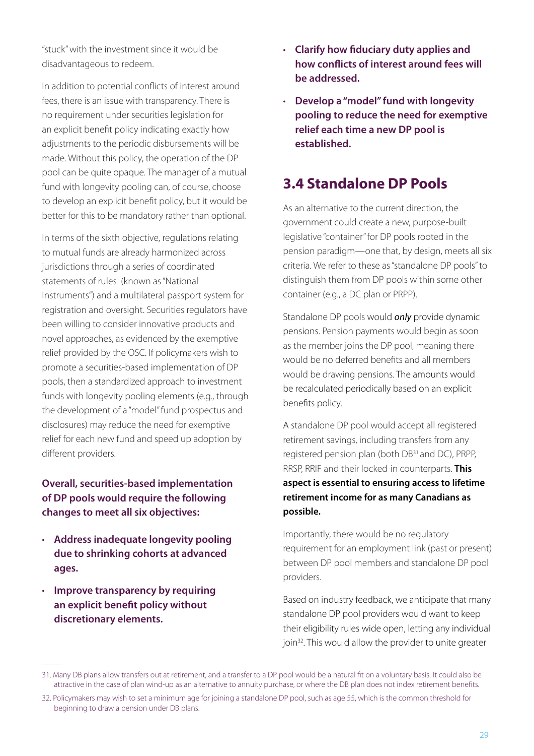"stuck" with the investment since it would be disadvantageous to redeem.

In addition to potential conflicts of interest around fees, there is an issue with transparency. There is no requirement under securities legislation for an explicit benefit policy indicating exactly how adjustments to the periodic disbursements will be made. Without this policy, the operation of the DP pool can be quite opaque. The manager of a mutual fund with longevity pooling can, of course, choose to develop an explicit benefit policy, but it would be better for this to be mandatory rather than optional.

In terms of the sixth objective, regulations relating to mutual funds are already harmonized across jurisdictions through a series of coordinated statements of rules (known as "National Instruments") and a multilateral passport system for registration and oversight. Securities regulators have been willing to consider innovative products and novel approaches, as evidenced by the exemptive relief provided by the OSC. If policymakers wish to promote a securities-based implementation of DP pools, then a standardized approach to investment funds with longevity pooling elements (e.g., through the development of a "model" fund prospectus and disclosures) may reduce the need for exemptive relief for each new fund and speed up adoption by different providers.

**Overall, securities-based implementation of DP pools would require the following changes to meet all six objectives:**

- **Address inadequate longevity pooling due to shrinking cohorts at advanced ages.**
- **Improve transparency by requiring an explicit benefit policy without discretionary elements.**
- **Clarify how fiduciary duty applies and how conflicts of interest around fees will be addressed.**
- **Develop a "model" fund with longevity pooling to reduce the need for exemptive relief each time a new DP pool is established.**

## 3.4 Standalone DP Pools

As an alternative to the current direction, the government could create a new, purpose-built legislative "container" for DP pools rooted in the pension paradigm—one that, by design, meets all six criteria. We refer to these as "standalone DP pools" to distinguish them from DP pools within some other container (e.g., a DC plan or PRPP).

Standalone DP pools would ***only*** provide dynamic pensions. Pension payments would begin as soon as the member joins the DP pool, meaning there would be no deferred benefits and all members would be drawing pensions. The amounts would be recalculated periodically based on an explicit benefits policy.

A standalone DP pool would accept all registered retirement savings, including transfers from any registered pension plan (both DB[31] and DC), PRPP, RRSP, RRIF and their locked-in counterparts. **This aspect is essential to ensuring access to lifetime retirement income for as many Canadians as possible.**

Importantly, there would be no regulatory requirement for an employment link (past or present) between DP pool members and standalone DP pool providers.

Based on industry feedback, we anticipate that many standalone DP pool providers would want to keep their eligibility rules wide open, letting any individual join[32]. This would allow the provider to unite greater

31. Many DB plans allow transfers out at retirement, and a transfer to a DP pool would be a natural fit on a voluntary basis. It could also be attractive in the case of plan wind-up as an alternative to annuity purchase, or where the DB plan does not index retirement benefits.

32. Policymakers may wish to set a minimum age for joining a standalone DP pool, such as age 55, which is the common threshold for beginning to draw a pension under DB plans.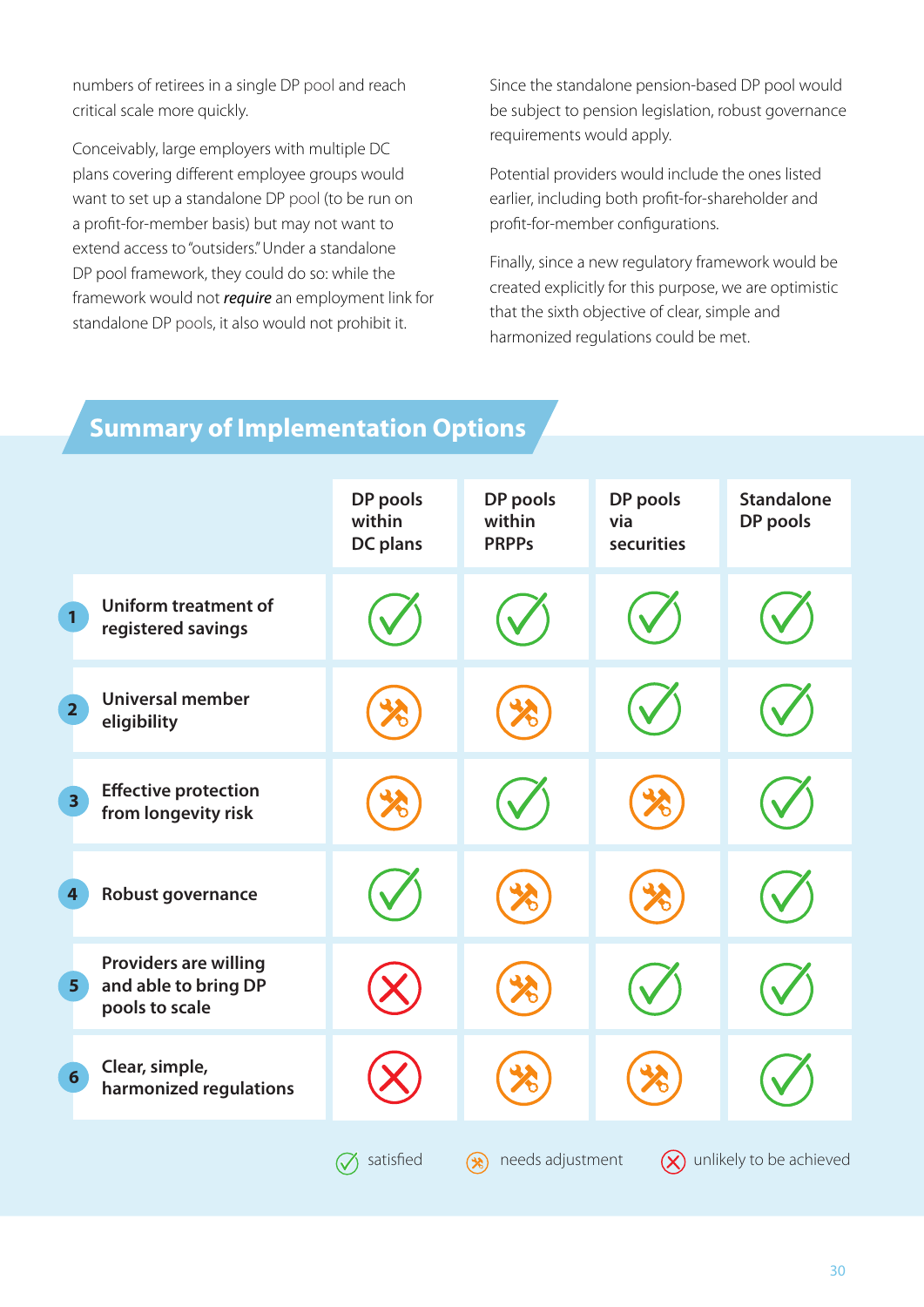numbers of retirees in a single DP pool and reach critical scale more quickly.

Conceivably, large employers with multiple DC plans covering different employee groups would want to set up a standalone DP pool (to be run on a profit-for-member basis) but may not want to extend access to "outsiders." Under a standalone DP pool framework, they could do so: while the framework would not ***require*** an employment link for standalone DP pools, it also would not prohibit it.

Since the standalone pension-based DP pool would be subject to pension legislation, robust governance requirements would apply.

Potential providers would include the ones listed earlier, including both profit-for-shareholder and profit-for-member configurations.

Finally, since a new regulatory framework would be created explicitly for this purpose, we are optimistic that the sixth objective of clear, simple and harmonized regulations could be met.

## Summary of Implementation Options

| | DP pools within DC plans | DP pools within PRPPs | DP pools via securities | Standalone DP pools |
|---|---|---|---|---|
| 1 Uniform treatment of registered savings | satisfied | satisfied | satisfied | satisfied |
| 2 Universal member eligibility | needs adjustment | needs adjustment | satisfied | satisfied |
| 3 Effective protection from longevity risk | needs adjustment | satisfied | needs adjustment | satisfied |
| 4 Robust governance | satisfied | needs adjustment | needs adjustment | satisfied |
| 5 Providers are willing and able to bring DP pools to scale | unlikely to be achieved | needs adjustment | satisfied | satisfied |
| 6 Clear, simple, harmonized regulations | unlikely to be achieved | needs adjustment | needs adjustment | satisfied |

Legend: satisfied; needs adjustment; unlikely to be achieved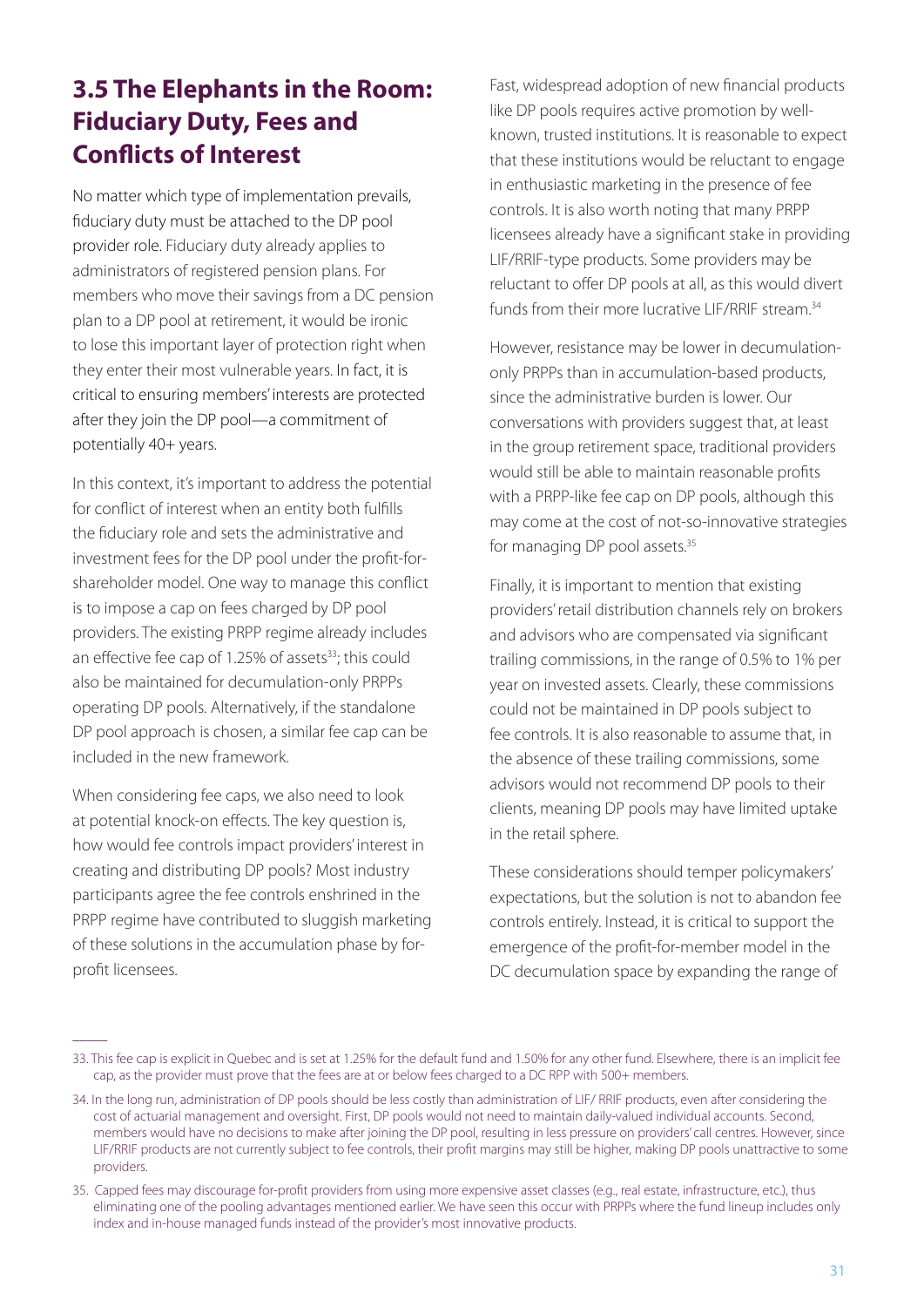## 3.5 The Elephants in the Room: Fiduciary Duty, Fees and Conflicts of Interest

No matter which type of implementation prevails, fiduciary duty must be attached to the DP pool provider role. Fiduciary duty already applies to administrators of registered pension plans. For members who move their savings from a DC pension plan to a DP pool at retirement, it would be ironic to lose this important layer of protection right when they enter their most vulnerable years. In fact, it is critical to ensuring members' interests are protected after they join the DP pool—a commitment of potentially 40+ years.

In this context, it's important to address the potential for conflict of interest when an entity both fulfills the fiduciary role and sets the administrative and investment fees for the DP pool under the profit-for-shareholder model. One way to manage this conflict is to impose a cap on fees charged by DP pool providers. The existing PRPP regime already includes an effective fee cap of 1.25% of assets[33]; this could also be maintained for decumulation-only PRPPs operating DP pools. Alternatively, if the standalone DP pool approach is chosen, a similar fee cap can be included in the new framework.

When considering fee caps, we also need to look at potential knock-on effects. The key question is, how would fee controls impact providers' interest in creating and distributing DP pools? Most industry participants agree the fee controls enshrined in the PRPP regime have contributed to sluggish marketing of these solutions in the accumulation phase by for-profit licensees.

Fast, widespread adoption of new financial products like DP pools requires active promotion by well-known, trusted institutions. It is reasonable to expect that these institutions would be reluctant to engage in enthusiastic marketing in the presence of fee controls. It is also worth noting that many PRPP licensees already have a significant stake in providing LIF/RRIF-type products. Some providers may be reluctant to offer DP pools at all, as this would divert funds from their more lucrative LIF/RRIF stream.[34]

However, resistance may be lower in decumulation-only PRPPs than in accumulation-based products, since the administrative burden is lower. Our conversations with providers suggest that, at least in the group retirement space, traditional providers would still be able to maintain reasonable profits with a PRPP-like fee cap on DP pools, although this may come at the cost of not-so-innovative strategies for managing DP pool assets.[35]

Finally, it is important to mention that existing providers' retail distribution channels rely on brokers and advisors who are compensated via significant trailing commissions, in the range of 0.5% to 1% per year on invested assets. Clearly, these commissions could not be maintained in DP pools subject to fee controls. It is also reasonable to assume that, in the absence of these trailing commissions, some advisors would not recommend DP pools to their clients, meaning DP pools may have limited uptake in the retail sphere.

These considerations should temper policymakers' expectations, but the solution is not to abandon fee controls entirely. Instead, it is critical to support the emergence of the profit-for-member model in the DC decumulation space by expanding the range of

---

33. This fee cap is explicit in Quebec and is set at 1.25% for the default fund and 1.50% for any other fund. Elsewhere, there is an implicit fee cap, as the provider must prove that the fees are at or below fees charged to a DC RPP with 500+ members.

34. In the long run, administration of DP pools should be less costly than administration of LIF/ RRIF products, even after considering the cost of actuarial management and oversight. First, DP pools would not need to maintain daily-valued individual accounts. Second, members would have no decisions to make after joining the DP pool, resulting in less pressure on providers' call centres. However, since LIF/RRIF products are not currently subject to fee controls, their profit margins may still be higher, making DP pools unattractive to some providers.

35. Capped fees may discourage for-profit providers from using more expensive asset classes (e.g., real estate, infrastructure, etc.), thus eliminating one of the pooling advantages mentioned earlier. We have seen this occur with PRPPs where the fund lineup includes only index and in-house managed funds instead of the provider's most innovative products.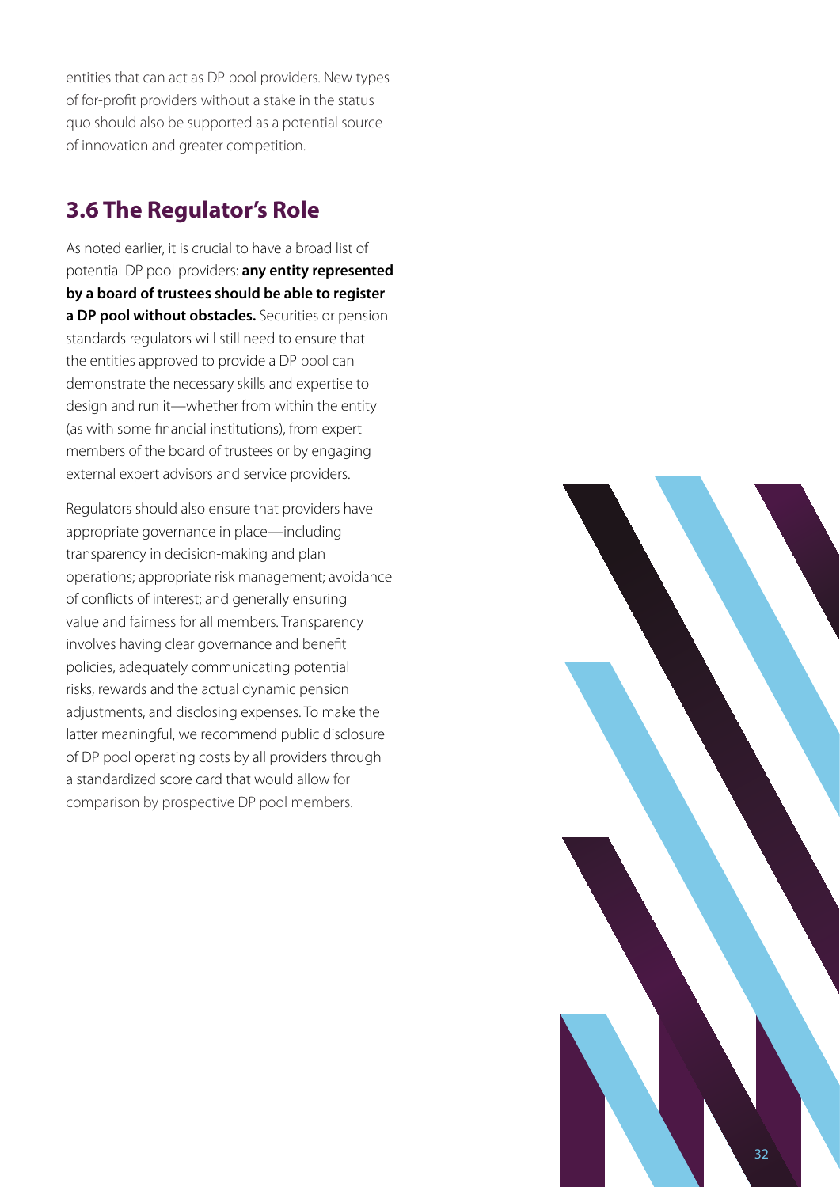entities that can act as DP pool providers. New types of for-profit providers without a stake in the status quo should also be supported as a potential source of innovation and greater competition.

## 3.6 The Regulator's Role

As noted earlier, it is crucial to have a broad list of potential DP pool providers: **any entity represented by a board of trustees should be able to register a DP pool without obstacles.** Securities or pension standards regulators will still need to ensure that the entities approved to provide a DP pool can demonstrate the necessary skills and expertise to design and run it—whether from within the entity (as with some financial institutions), from expert members of the board of trustees or by engaging external expert advisors and service providers.

Regulators should also ensure that providers have appropriate governance in place—including transparency in decision-making and plan operations; appropriate risk management; avoidance of conflicts of interest; and generally ensuring value and fairness for all members. Transparency involves having clear governance and benefit policies, adequately communicating potential risks, rewards and the actual dynamic pension adjustments, and disclosing expenses. To make the latter meaningful, we recommend public disclosure of DP pool operating costs by all providers through a standardized score card that would allow for comparison by prospective DP pool members.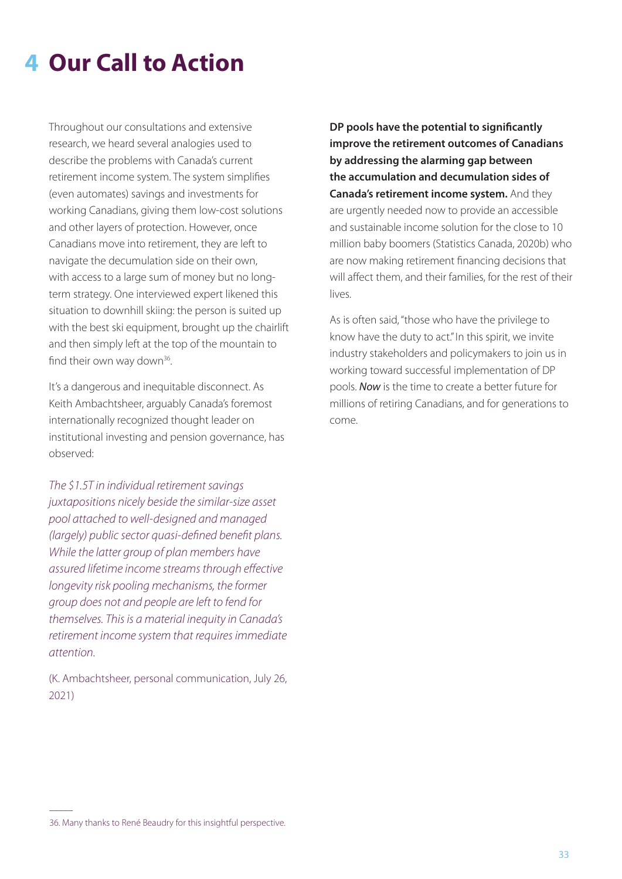# 4 Our Call to Action

Throughout our consultations and extensive research, we heard several analogies used to describe the problems with Canada's current retirement income system. The system simplifies (even automates) savings and investments for working Canadians, giving them low-cost solutions and other layers of protection. However, once Canadians move into retirement, they are left to navigate the decumulation side on their own, with access to a large sum of money but no long-term strategy. One interviewed expert likened this situation to downhill skiing: the person is suited up with the best ski equipment, brought up the chairlift and then simply left at the top of the mountain to find their own way down[36].

It's a dangerous and inequitable disconnect. As Keith Ambachtsheer, arguably Canada's foremost internationally recognized thought leader on institutional investing and pension governance, has observed:

*The $1.5T in individual retirement savings juxtapositions nicely beside the similar-size asset pool attached to well-designed and managed (largely) public sector quasi-defined benefit plans. While the latter group of plan members have assured lifetime income streams through effective longevity risk pooling mechanisms, the former group does not and people are left to fend for themselves. This is a material inequity in Canada's retirement income system that requires immediate attention.*

(K. Ambachtsheer, personal communication, July 26, 2021)

**DP pools have the potential to significantly improve the retirement outcomes of Canadians by addressing the alarming gap between the accumulation and decumulation sides of Canada's retirement income system.** And they are urgently needed now to provide an accessible and sustainable income solution for the close to 10 million baby boomers (Statistics Canada, 2020b) who are now making retirement financing decisions that will affect them, and their families, for the rest of their lives.

As is often said, "those who have the privilege to know have the duty to act." In this spirit, we invite industry stakeholders and policymakers to join us in working toward successful implementation of DP pools. ***Now*** is the time to create a better future for millions of retiring Canadians, and for generations to come.

---

36. Many thanks to René Beaudry for this insightful perspective.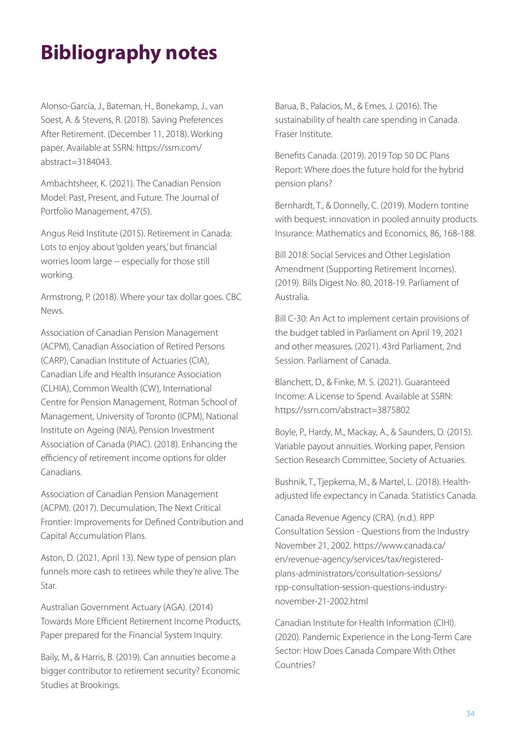# Bibliography notes

Alonso-García, J., Bateman, H., Bonekamp, J., van Soest, A. & Stevens, R. (2018). Saving Preferences After Retirement. (December 11, 2018). Working paper. Available at SSRN: https://ssrn.com/abstract=3184043.

Ambachtsheer, K. (2021). The Canadian Pension Model: Past, Present, and Future. The Journal of Portfolio Management, 47(5).

Angus Reid Institute (2015). Retirement in Canada: Lots to enjoy about 'golden years,' but financial worries loom large -- especially for those still working.

Armstrong, P. (2018). Where your tax dollar goes. CBC News.

Association of Canadian Pension Management (ACPM), Canadian Association of Retired Persons (CARP), Canadian Institute of Actuaries (CIA), Canadian Life and Health Insurance Association (CLHIA), Common Wealth (CW), International Centre for Pension Management, Rotman School of Management, University of Toronto (ICPM), National Institute on Ageing (NIA), Pension Investment Association of Canada (PIAC). (2018). Enhancing the efficiency of retirement income options for older Canadians.

Association of Canadian Pension Management (ACPM). (2017). Decumulation, The Next Critical Frontier: Improvements for Defined Contribution and Capital Accumulation Plans.

Aston, D. (2021, April 13). New type of pension plan funnels more cash to retirees while they're alive. The Star.

Australian Government Actuary (AGA). (2014) Towards More Efficient Retirement Income Products, Paper prepared for the Financial System Inquiry.

Baily, M., & Harris, B. (2019). Can annuities become a bigger contributor to retirement security? Economic Studies at Brookings.

Barua, B., Palacios, M., & Emes, J. (2016). The sustainability of health care spending in Canada. Fraser Institute.

Benefits Canada. (2019). 2019 Top 50 DC Plans Report: Where does the future hold for the hybrid pension plans?

Bernhardt, T., & Donnelly, C. (2019). Modern tontine with bequest: innovation in pooled annuity products. Insurance: Mathematics and Economics, 86, 168-188.

Bill 2018: Social Services and Other Legislation Amendment (Supporting Retirement Incomes). (2019). Bills Digest No. 80, 2018-19. Parliament of Australia.

Bill C-30: An Act to implement certain provisions of the budget tabled in Parliament on April 19, 2021 and other measures. (2021). 43rd Parliament, 2nd Session. Parliament of Canada.

Blanchett, D., & Finke, M. S. (2021). Guaranteed Income: A License to Spend. Available at SSRN: https://ssrn.com/abstract=3875802

Boyle, P., Hardy, M., Mackay, A., & Saunders, D. (2015). Variable payout annuities. Working paper, Pension Section Research Committee, Society of Actuaries.

Bushnik, T., Tjepkema, M., & Martel, L. (2018). Health-adjusted life expectancy in Canada. Statistics Canada.

Canada Revenue Agency (CRA). (n.d.). RPP Consultation Session - Questions from the Industry November 21, 2002. https://www.canada.ca/en/revenue-agency/services/tax/registered-plans-administrators/consultation-sessions/rpp-consultation-session-questions-industry-november-21-2002.html

Canadian Institute for Health Information (CIHI). (2020). Pandemic Experience in the Long-Term Care Sector: How Does Canada Compare With Other Countries?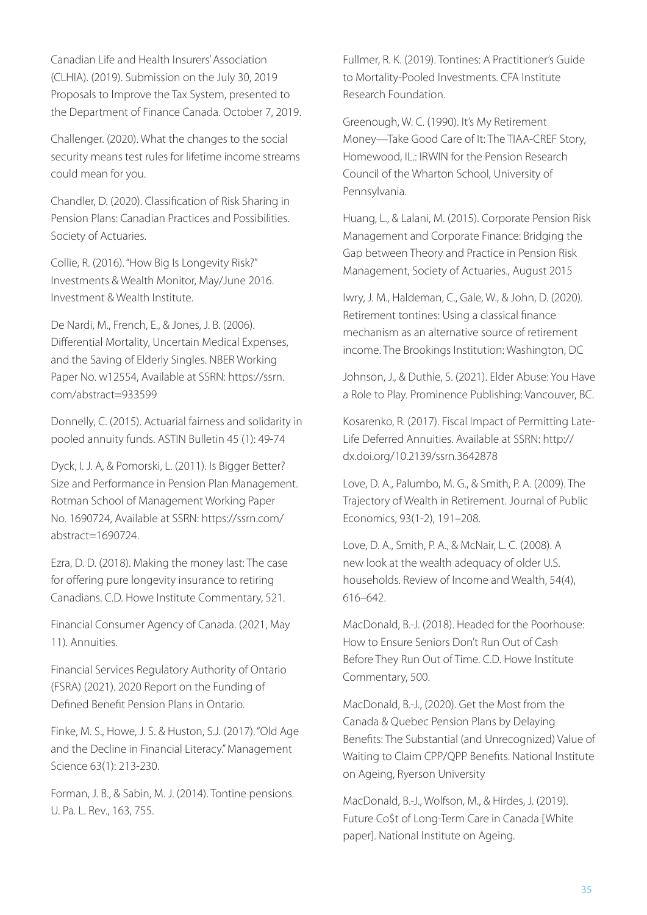Canadian Life and Health Insurers' Association (CLHIA). (2019). Submission on the July 30, 2019 Proposals to Improve the Tax System, presented to the Department of Finance Canada. October 7, 2019.

Challenger. (2020). What the changes to the social security means test rules for lifetime income streams could mean for you.

Chandler, D. (2020). Classification of Risk Sharing in Pension Plans: Canadian Practices and Possibilities. Society of Actuaries.

Collie, R. (2016). "How Big Is Longevity Risk?" Investments & Wealth Monitor, May/June 2016. Investment & Wealth Institute.

De Nardi, M., French, E., & Jones, J. B. (2006). Differential Mortality, Uncertain Medical Expenses, and the Saving of Elderly Singles. NBER Working Paper No. w12554, Available at SSRN: https://ssrn.com/abstract=933599

Donnelly, C. (2015). Actuarial fairness and solidarity in pooled annuity funds. ASTIN Bulletin 45 (1): 49-74

Dyck, I. J. A, & Pomorski, L. (2011). Is Bigger Better? Size and Performance in Pension Plan Management. Rotman School of Management Working Paper No. 1690724, Available at SSRN: https://ssrn.com/abstract=1690724.

Ezra, D. D. (2018). Making the money last: The case for offering pure longevity insurance to retiring Canadians. C.D. Howe Institute Commentary, 521.

Financial Consumer Agency of Canada. (2021, May 11). Annuities.

Financial Services Regulatory Authority of Ontario (FSRA) (2021). 2020 Report on the Funding of Defined Benefit Pension Plans in Ontario.

Finke, M. S., Howe, J. S. & Huston, S.J. (2017). "Old Age and the Decline in Financial Literacy." Management Science 63(1): 213-230.

Forman, J. B., & Sabin, M. J. (2014). Tontine pensions. U. Pa. L. Rev., 163, 755.

Fullmer, R. K. (2019). Tontines: A Practitioner's Guide to Mortality-Pooled Investments. CFA Institute Research Foundation.

Greenough, W. C. (1990). It's My Retirement Money—Take Good Care of It: The TIAA-CREF Story, Homewood, IL.: IRWIN for the Pension Research Council of the Wharton School, University of Pennsylvania.

Huang, L., & Lalani, M. (2015). Corporate Pension Risk Management and Corporate Finance: Bridging the Gap between Theory and Practice in Pension Risk Management, Society of Actuaries., August 2015

Iwry, J. M., Haldeman, C., Gale, W., & John, D. (2020). Retirement tontines: Using a classical finance mechanism as an alternative source of retirement income. The Brookings Institution: Washington, DC

Johnson, J., & Duthie, S. (2021). Elder Abuse: You Have a Role to Play. Prominence Publishing: Vancouver, BC.

Kosarenko, R. (2017). Fiscal Impact of Permitting Late-Life Deferred Annuities. Available at SSRN: http://dx.doi.org/10.2139/ssrn.3642878

Love, D. A., Palumbo, M. G., & Smith, P. A. (2009). The Trajectory of Wealth in Retirement. Journal of Public Economics, 93(1-2), 191–208.

Love, D. A., Smith, P. A., & McNair, L. C. (2008). A new look at the wealth adequacy of older U.S. households. Review of Income and Wealth, 54(4), 616–642.

MacDonald, B.-J. (2018). Headed for the Poorhouse: How to Ensure Seniors Don't Run Out of Cash Before They Run Out of Time. C.D. Howe Institute Commentary, 500.

MacDonald, B.-J., (2020). Get the Most from the Canada & Quebec Pension Plans by Delaying Benefits: The Substantial (and Unrecognized) Value of Waiting to Claim CPP/QPP Benefits. National Institute on Ageing, Ryerson University

MacDonald, B.-J., Wolfson, M., & Hirdes, J. (2019). Future Co$t of Long-Term Care in Canada [White paper]. National Institute on Ageing.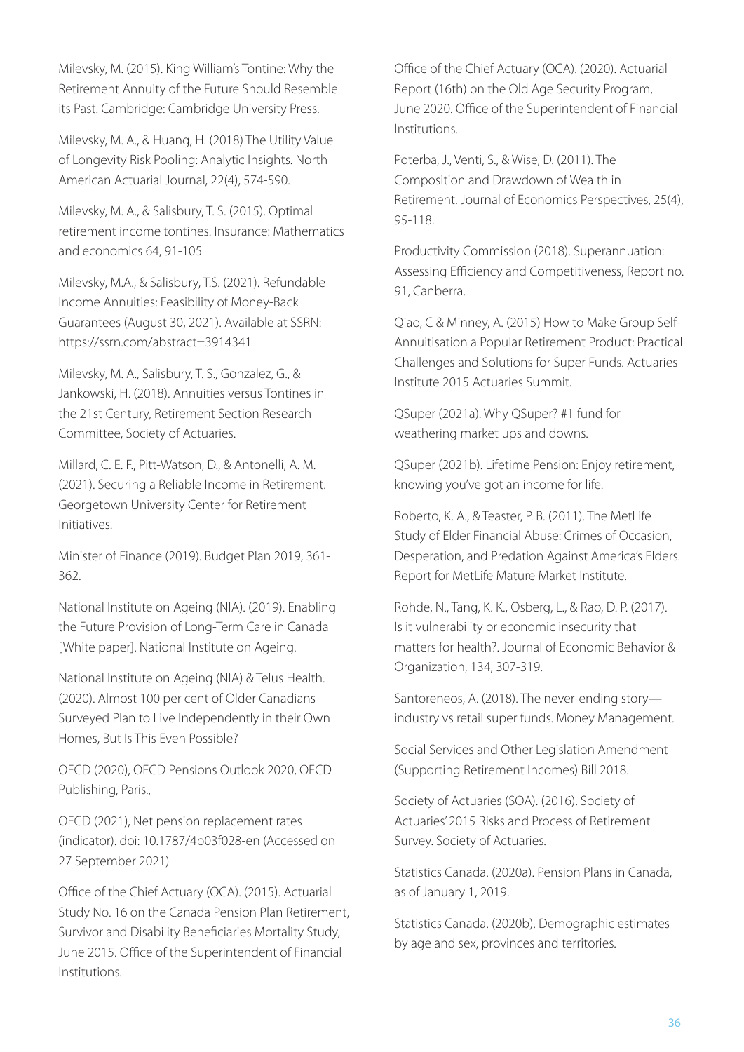Milevsky, M. (2015). King William's Tontine: Why the Retirement Annuity of the Future Should Resemble its Past. Cambridge: Cambridge University Press.

Milevsky, M. A., & Huang, H. (2018) The Utility Value of Longevity Risk Pooling: Analytic Insights. North American Actuarial Journal, 22(4), 574-590.

Milevsky, M. A., & Salisbury, T. S. (2015). Optimal retirement income tontines. Insurance: Mathematics and economics 64, 91-105

Milevsky, M.A., & Salisbury, T.S. (2021). Refundable Income Annuities: Feasibility of Money-Back Guarantees (August 30, 2021). Available at SSRN: https://ssrn.com/abstract=3914341

Milevsky, M. A., Salisbury, T. S., Gonzalez, G., & Jankowski, H. (2018). Annuities versus Tontines in the 21st Century, Retirement Section Research Committee, Society of Actuaries.

Millard, C. E. F., Pitt-Watson, D., & Antonelli, A. M. (2021). Securing a Reliable Income in Retirement. Georgetown University Center for Retirement Initiatives.

Minister of Finance (2019). Budget Plan 2019, 361-362.

National Institute on Ageing (NIA). (2019). Enabling the Future Provision of Long-Term Care in Canada [White paper]. National Institute on Ageing.

National Institute on Ageing (NIA) & Telus Health. (2020). Almost 100 per cent of Older Canadians Surveyed Plan to Live Independently in their Own Homes, But Is This Even Possible?

OECD (2020), OECD Pensions Outlook 2020, OECD Publishing, Paris.,

OECD (2021), Net pension replacement rates (indicator). doi: 10.1787/4b03f028-en (Accessed on 27 September 2021)

Office of the Chief Actuary (OCA). (2015). Actuarial Study No. 16 on the Canada Pension Plan Retirement, Survivor and Disability Beneficiaries Mortality Study, June 2015. Office of the Superintendent of Financial Institutions.

Office of the Chief Actuary (OCA). (2020). Actuarial Report (16th) on the Old Age Security Program, June 2020. Office of the Superintendent of Financial Institutions.

Poterba, J., Venti, S., & Wise, D. (2011). The Composition and Drawdown of Wealth in Retirement. Journal of Economics Perspectives, 25(4), 95-118.

Productivity Commission (2018). Superannuation: Assessing Efficiency and Competitiveness, Report no. 91, Canberra.

Qiao, C & Minney, A. (2015) How to Make Group Self-Annuitisation a Popular Retirement Product: Practical Challenges and Solutions for Super Funds. Actuaries Institute 2015 Actuaries Summit.

QSuper (2021a). Why QSuper? #1 fund for weathering market ups and downs.

QSuper (2021b). Lifetime Pension: Enjoy retirement, knowing you've got an income for life.

Roberto, K. A., & Teaster, P. B. (2011). The MetLife Study of Elder Financial Abuse: Crimes of Occasion, Desperation, and Predation Against America's Elders. Report for MetLife Mature Market Institute.

Rohde, N., Tang, K. K., Osberg, L., & Rao, D. P. (2017). Is it vulnerability or economic insecurity that matters for health?. Journal of Economic Behavior & Organization, 134, 307-319.

Santoreneos, A. (2018). The never-ending story—industry vs retail super funds. Money Management.

Social Services and Other Legislation Amendment (Supporting Retirement Incomes) Bill 2018.

Society of Actuaries (SOA). (2016). Society of Actuaries' 2015 Risks and Process of Retirement Survey. Society of Actuaries.

Statistics Canada. (2020a). Pension Plans in Canada, as of January 1, 2019.

Statistics Canada. (2020b). Demographic estimates by age and sex, provinces and territories.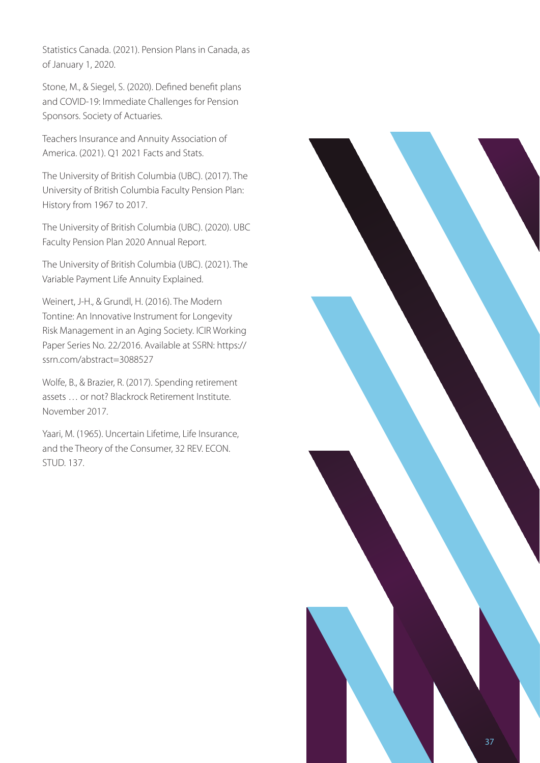Statistics Canada. (2021). Pension Plans in Canada, as of January 1, 2020.

Stone, M., & Siegel, S. (2020). Defined benefit plans and COVID-19: Immediate Challenges for Pension Sponsors. Society of Actuaries.

Teachers Insurance and Annuity Association of America. (2021). Q1 2021 Facts and Stats.

The University of British Columbia (UBC). (2017). The University of British Columbia Faculty Pension Plan: History from 1967 to 2017.

The University of British Columbia (UBC). (2020). UBC Faculty Pension Plan 2020 Annual Report.

The University of British Columbia (UBC). (2021). The Variable Payment Life Annuity Explained.

Weinert, J-H., & Grundl, H. (2016). The Modern Tontine: An Innovative Instrument for Longevity Risk Management in an Aging Society. ICIR Working Paper Series No. 22/2016. Available at SSRN: https://ssrn.com/abstract=3088527

Wolfe, B., & Brazier, R. (2017). Spending retirement assets … or not? Blackrock Retirement Institute. November 2017.

Yaari, M. (1965). Uncertain Lifetime, Life Insurance, and the Theory of the Consumer, 32 REV. ECON. STUD. 137.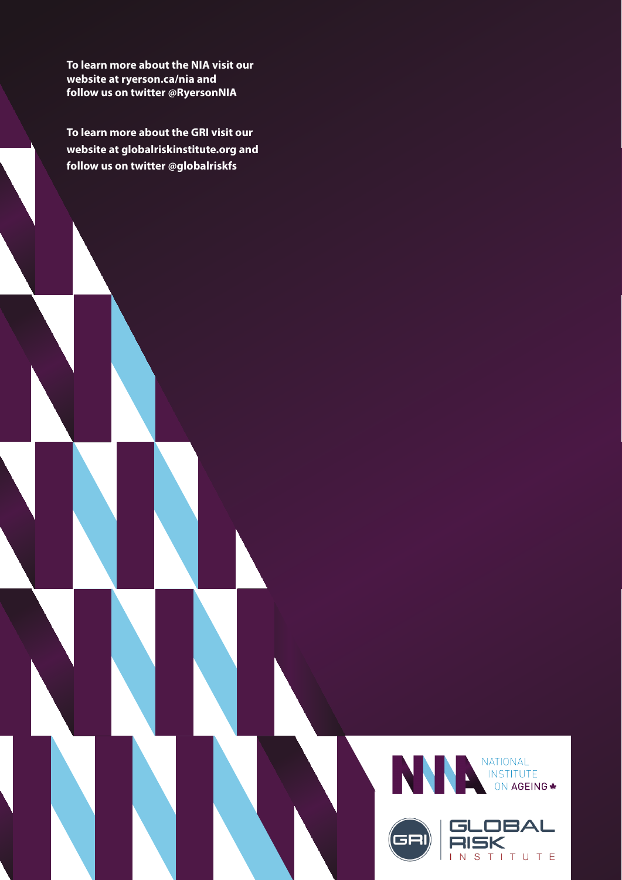**To learn more about the NIA visit our website at ryerson.ca/nia and follow us on twitter @RyersonNIA**

**To learn more about the GRI visit our website at globalriskinstitute.org and follow us on twitter @globalriskfs**

NATIONAL INSTITUTE ON AGEING

GLOBAL RISK INSTITUTE